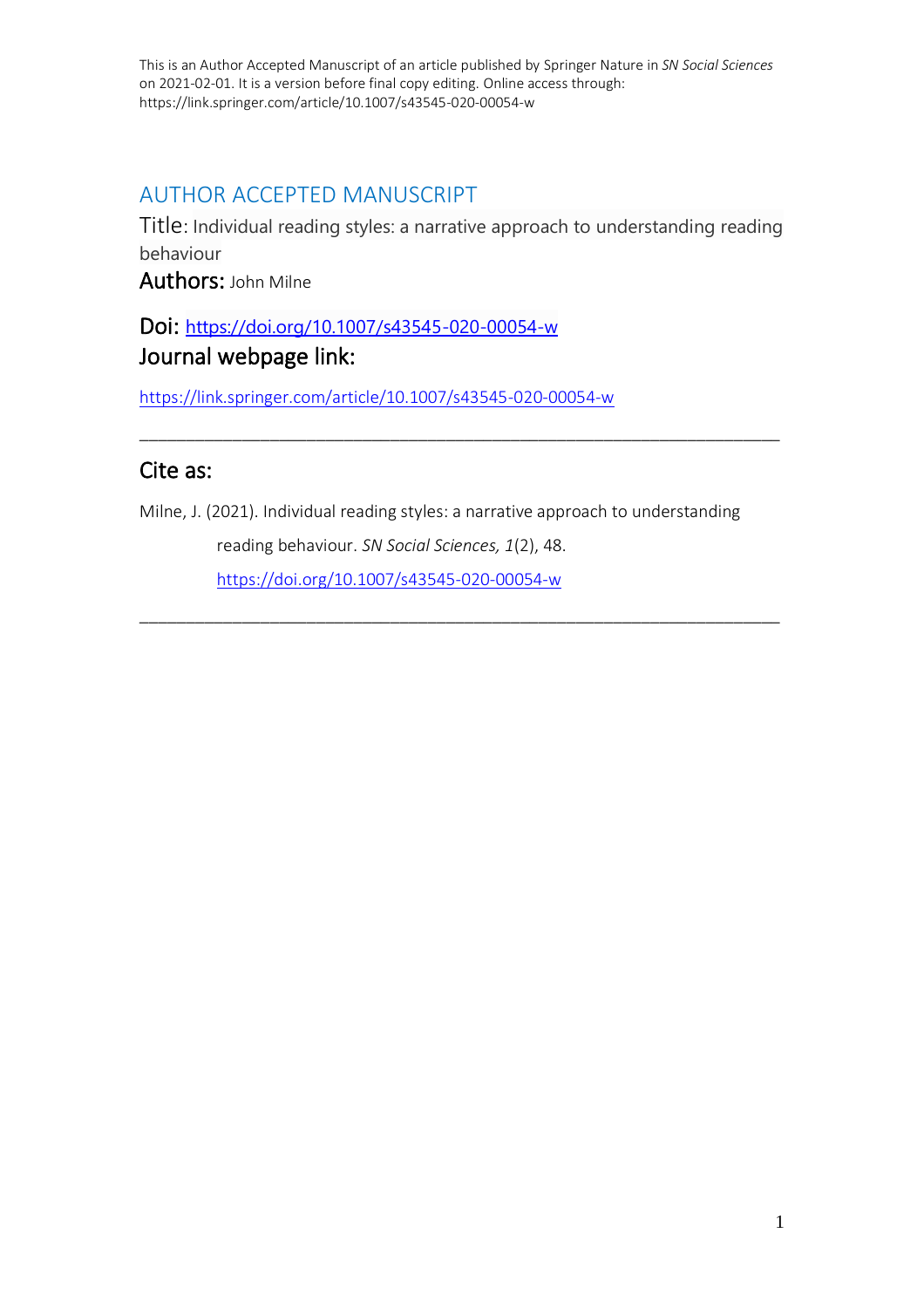This is an Author Accepted Manuscript of an article published by Springer Nature in *SN Social Sciences* on 2021-02-01. It is a version before final copy editing. Online access through: https://link.springer.com/article/10.1007/s43545-020-00054-w

# AUTHOR ACCEPTED MANUSCRIPT

**Title:** Individual reading styles: a narrative approach to understanding reading behaviour

**Authors:** John Milne

**Doi:** https://doi.org/10.1007/s43545-020-00054-w

**Journal webpage link:**

https://link.springer.com/article/10.1007/s43545-020-00054-w

---

## Cite as:

Milne, J. (2021). Individual reading styles: a narrative approach to understanding reading behaviour. *SN Social Sciences, 1*(2), 48. https://doi.org/10.1007/s43545-020-00054-w

---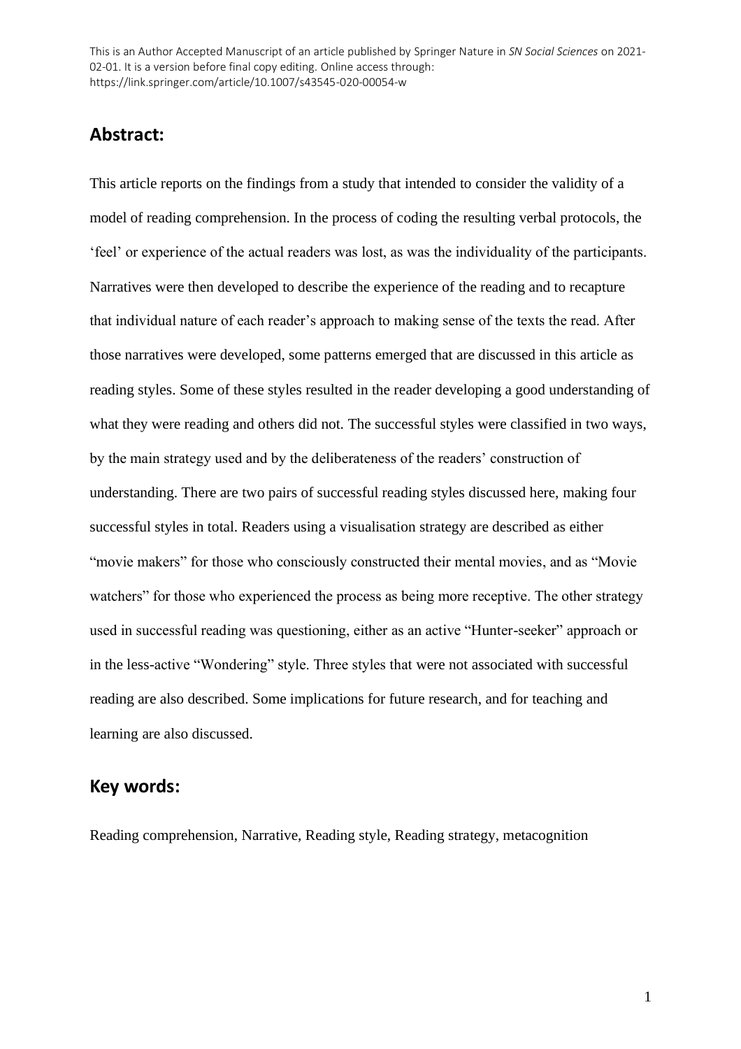This is an Author Accepted Manuscript of an article published by Springer Nature in *SN Social Sciences* on 2021-02-01. It is a version before final copy editing. Online access through: https://link.springer.com/article/10.1007/s43545-020-00054-w

## Abstract:

This article reports on the findings from a study that intended to consider the validity of a model of reading comprehension. In the process of coding the resulting verbal protocols, the 'feel' or experience of the actual readers was lost, as was the individuality of the participants. Narratives were then developed to describe the experience of the reading and to recapture that individual nature of each reader's approach to making sense of the texts the read. After those narratives were developed, some patterns emerged that are discussed in this article as reading styles. Some of these styles resulted in the reader developing a good understanding of what they were reading and others did not. The successful styles were classified in two ways, by the main strategy used and by the deliberateness of the readers' construction of understanding. There are two pairs of successful reading styles discussed here, making four successful styles in total. Readers using a visualisation strategy are described as either "movie makers" for those who consciously constructed their mental movies, and as "Movie watchers" for those who experienced the process as being more receptive. The other strategy used in successful reading was questioning, either as an active "Hunter-seeker" approach or in the less-active "Wondering" style. Three styles that were not associated with successful reading are also described. Some implications for future research, and for teaching and learning are also discussed.

## Key words:

Reading comprehension, Narrative, Reading style, Reading strategy, metacognition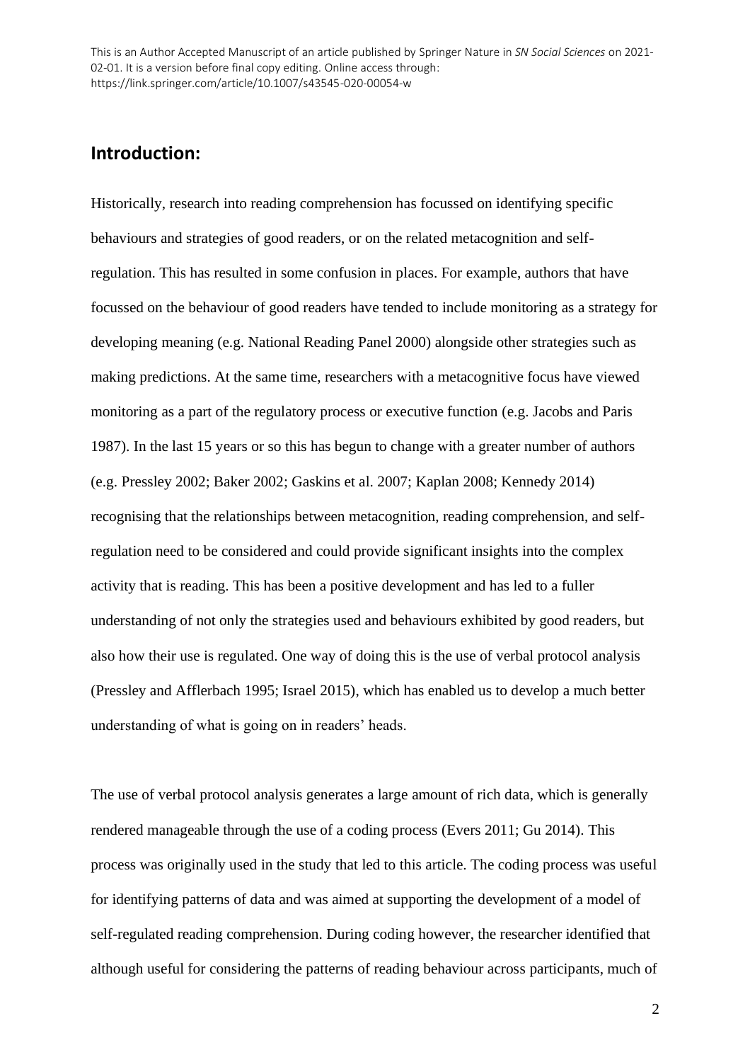## Introduction:

Historically, research into reading comprehension has focussed on identifying specific behaviours and strategies of good readers, or on the related metacognition and self-regulation. This has resulted in some confusion in places. For example, authors that have focussed on the behaviour of good readers have tended to include monitoring as a strategy for developing meaning (e.g. National Reading Panel 2000) alongside other strategies such as making predictions. At the same time, researchers with a metacognitive focus have viewed monitoring as a part of the regulatory process or executive function (e.g. Jacobs and Paris 1987). In the last 15 years or so this has begun to change with a greater number of authors (e.g. Pressley 2002; Baker 2002; Gaskins et al. 2007; Kaplan 2008; Kennedy 2014) recognising that the relationships between metacognition, reading comprehension, and self-regulation need to be considered and could provide significant insights into the complex activity that is reading. This has been a positive development and has led to a fuller understanding of not only the strategies used and behaviours exhibited by good readers, but also how their use is regulated. One way of doing this is the use of verbal protocol analysis (Pressley and Afflerbach 1995; Israel 2015), which has enabled us to develop a much better understanding of what is going on in readers' heads.

The use of verbal protocol analysis generates a large amount of rich data, which is generally rendered manageable through the use of a coding process (Evers 2011; Gu 2014). This process was originally used in the study that led to this article. The coding process was useful for identifying patterns of data and was aimed at supporting the development of a model of self-regulated reading comprehension. During coding however, the researcher identified that although useful for considering the patterns of reading behaviour across participants, much of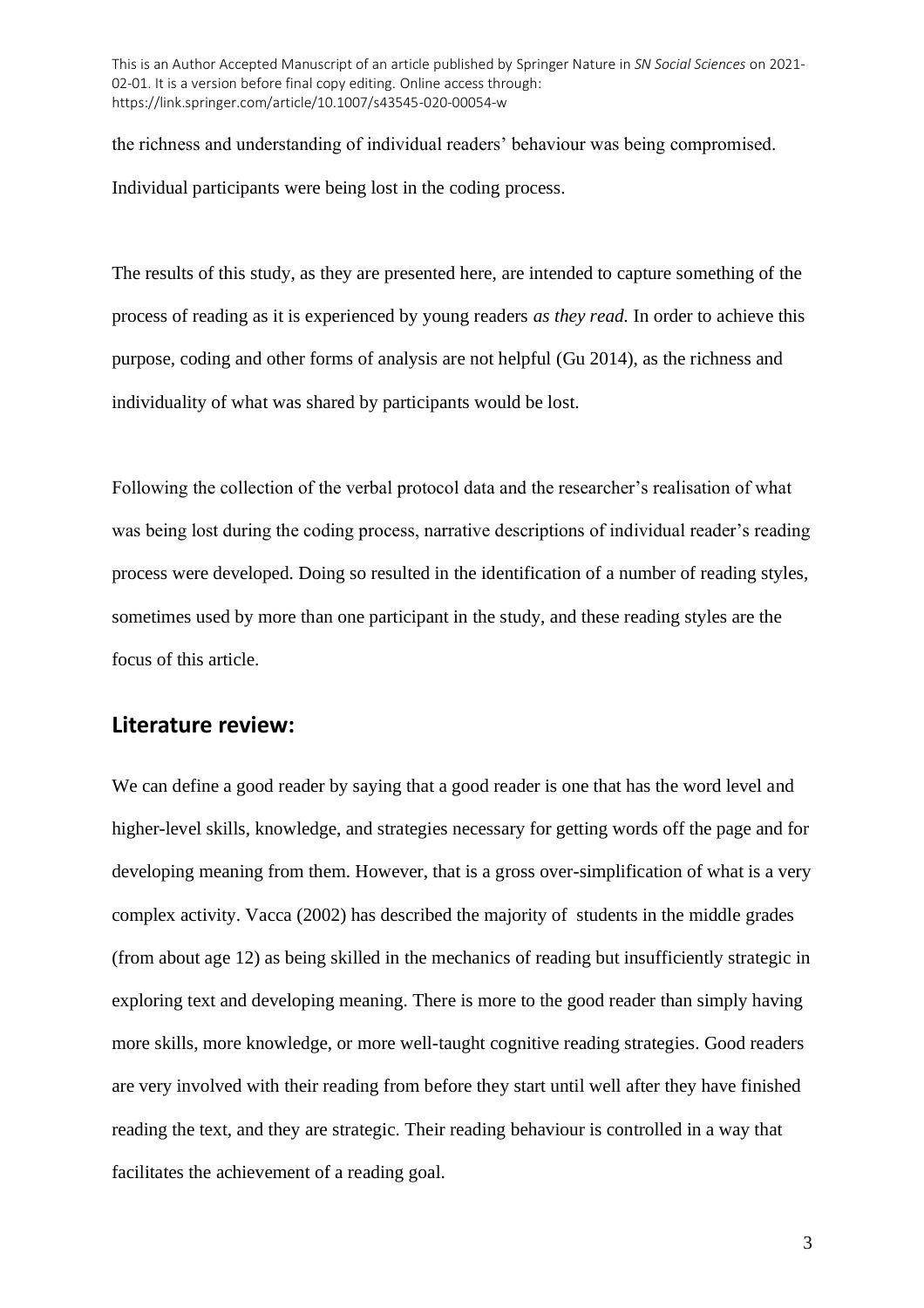the richness and understanding of individual readers' behaviour was being compromised. Individual participants were being lost in the coding process.

The results of this study, as they are presented here, are intended to capture something of the process of reading as it is experienced by young readers *as they read.* In order to achieve this purpose, coding and other forms of analysis are not helpful (Gu 2014), as the richness and individuality of what was shared by participants would be lost.

Following the collection of the verbal protocol data and the researcher's realisation of what was being lost during the coding process, narrative descriptions of individual reader's reading process were developed. Doing so resulted in the identification of a number of reading styles, sometimes used by more than one participant in the study, and these reading styles are the focus of this article.

## Literature review:

We can define a good reader by saying that a good reader is one that has the word level and higher-level skills, knowledge, and strategies necessary for getting words off the page and for developing meaning from them. However, that is a gross over-simplification of what is a very complex activity. Vacca (2002) has described the majority of students in the middle grades (from about age 12) as being skilled in the mechanics of reading but insufficiently strategic in exploring text and developing meaning. There is more to the good reader than simply having more skills, more knowledge, or more well-taught cognitive reading strategies. Good readers are very involved with their reading from before they start until well after they have finished reading the text, and they are strategic. Their reading behaviour is controlled in a way that facilitates the achievement of a reading goal.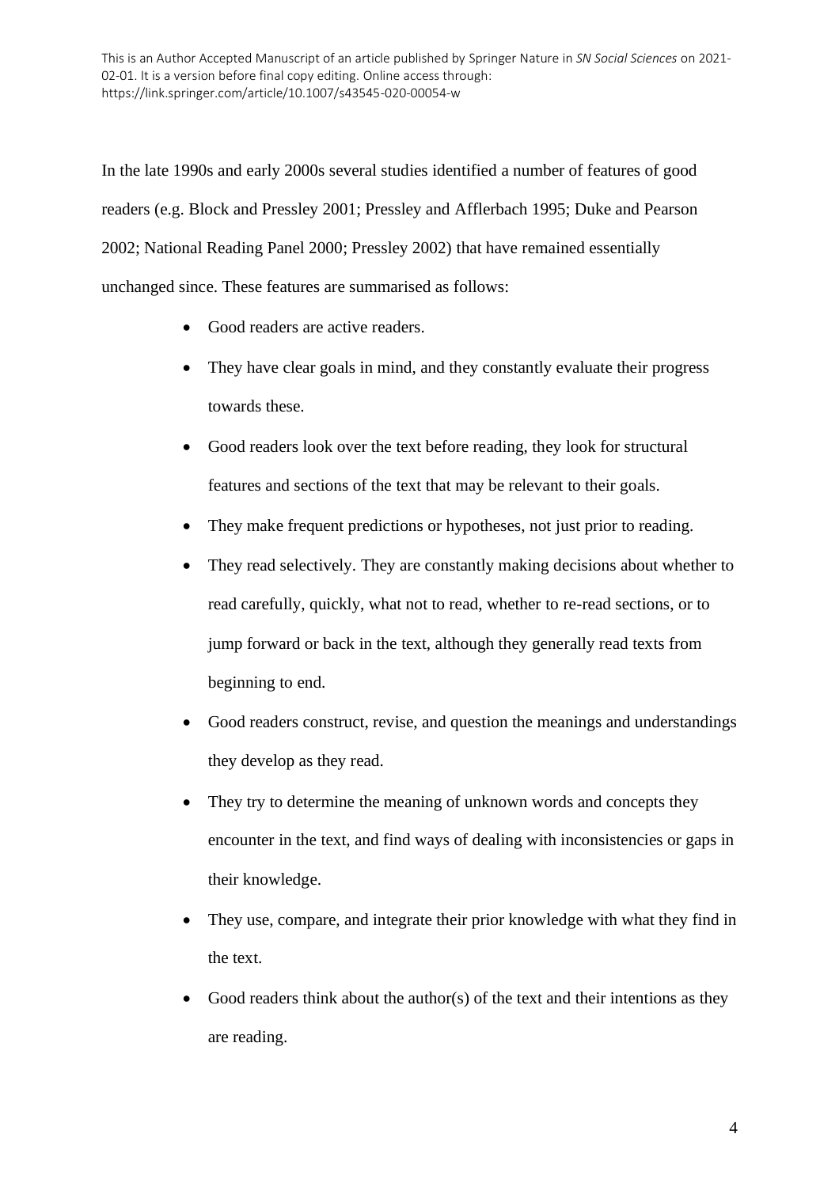In the late 1990s and early 2000s several studies identified a number of features of good readers (e.g. Block and Pressley 2001; Pressley and Afflerbach 1995; Duke and Pearson 2002; National Reading Panel 2000; Pressley 2002) that have remained essentially unchanged since. These features are summarised as follows:

- Good readers are active readers.
- They have clear goals in mind, and they constantly evaluate their progress towards these.
- Good readers look over the text before reading, they look for structural features and sections of the text that may be relevant to their goals.
- They make frequent predictions or hypotheses, not just prior to reading.
- They read selectively. They are constantly making decisions about whether to read carefully, quickly, what not to read, whether to re-read sections, or to jump forward or back in the text, although they generally read texts from beginning to end.
- Good readers construct, revise, and question the meanings and understandings they develop as they read.
- They try to determine the meaning of unknown words and concepts they encounter in the text, and find ways of dealing with inconsistencies or gaps in their knowledge.
- They use, compare, and integrate their prior knowledge with what they find in the text.
- Good readers think about the author(s) of the text and their intentions as they are reading.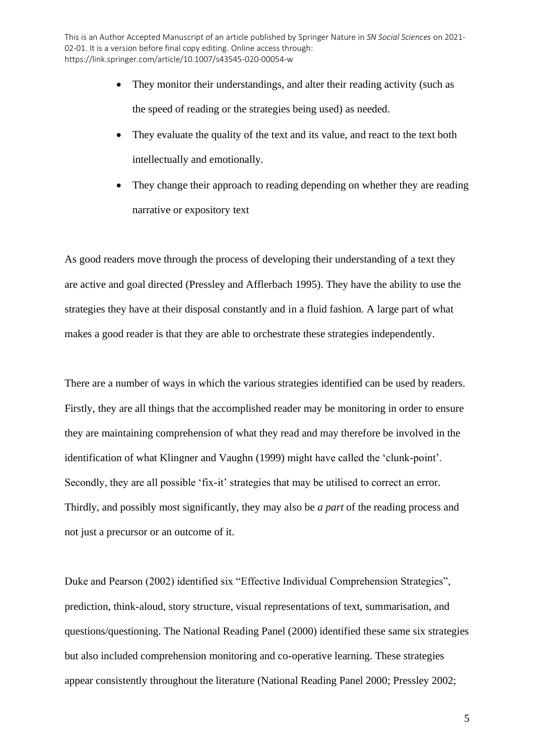- They monitor their understandings, and alter their reading activity (such as the speed of reading or the strategies being used) as needed.
- They evaluate the quality of the text and its value, and react to the text both intellectually and emotionally.
- They change their approach to reading depending on whether they are reading narrative or expository text

As good readers move through the process of developing their understanding of a text they are active and goal directed (Pressley and Afflerbach 1995). They have the ability to use the strategies they have at their disposal constantly and in a fluid fashion. A large part of what makes a good reader is that they are able to orchestrate these strategies independently.

There are a number of ways in which the various strategies identified can be used by readers. Firstly, they are all things that the accomplished reader may be monitoring in order to ensure they are maintaining comprehension of what they read and may therefore be involved in the identification of what Klingner and Vaughn (1999) might have called the 'clunk-point'. Secondly, they are all possible 'fix-it' strategies that may be utilised to correct an error. Thirdly, and possibly most significantly, they may also be *a part* of the reading process and not just a precursor or an outcome of it.

Duke and Pearson (2002) identified six "Effective Individual Comprehension Strategies", prediction, think-aloud, story structure, visual representations of text, summarisation, and questions/questioning. The National Reading Panel (2000) identified these same six strategies but also included comprehension monitoring and co-operative learning. These strategies appear consistently throughout the literature (National Reading Panel 2000; Pressley 2002;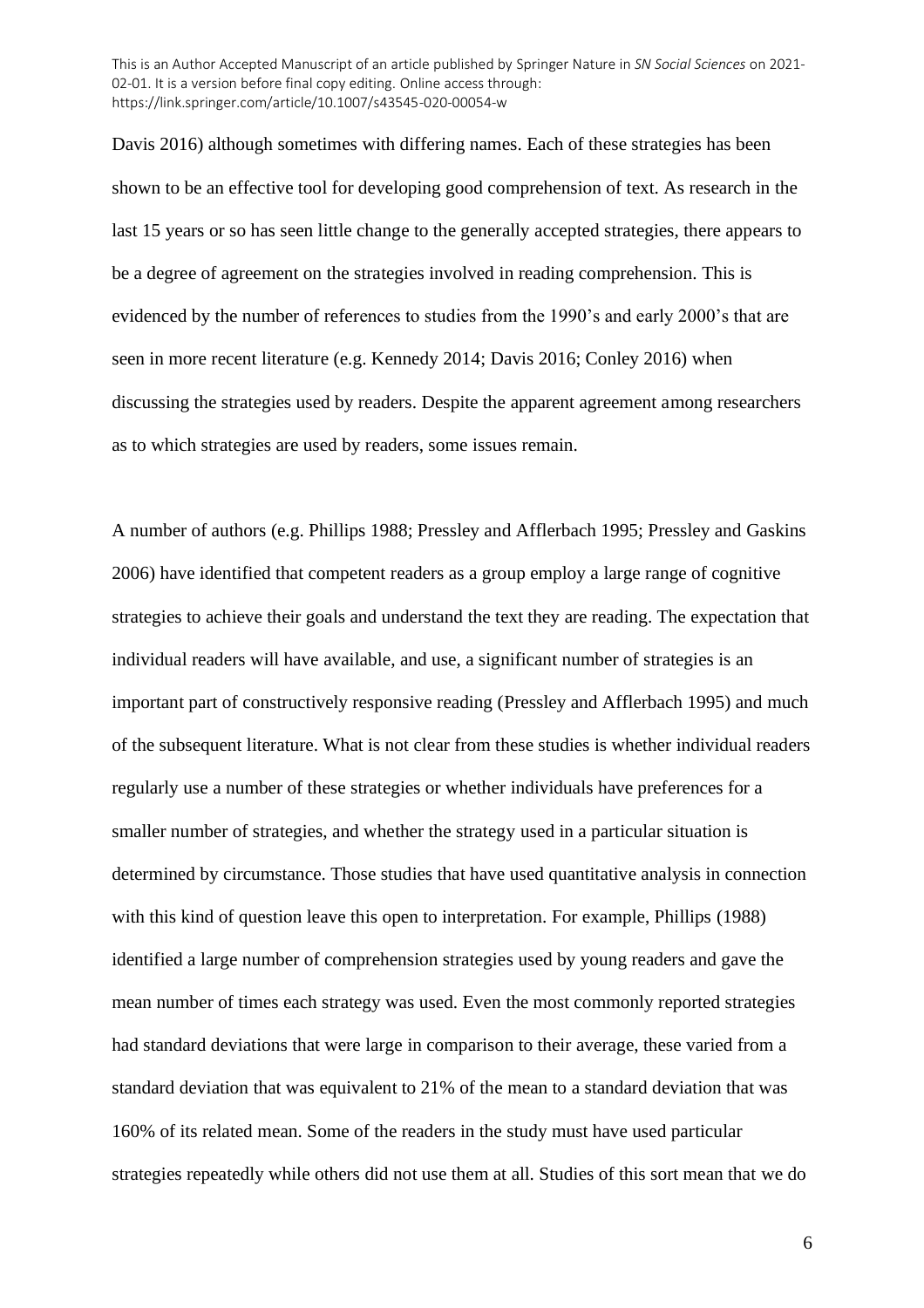Davis 2016) although sometimes with differing names. Each of these strategies has been shown to be an effective tool for developing good comprehension of text. As research in the last 15 years or so has seen little change to the generally accepted strategies, there appears to be a degree of agreement on the strategies involved in reading comprehension. This is evidenced by the number of references to studies from the 1990's and early 2000's that are seen in more recent literature (e.g. Kennedy 2014; Davis 2016; Conley 2016) when discussing the strategies used by readers. Despite the apparent agreement among researchers as to which strategies are used by readers, some issues remain.

A number of authors (e.g. Phillips 1988; Pressley and Afflerbach 1995; Pressley and Gaskins 2006) have identified that competent readers as a group employ a large range of cognitive strategies to achieve their goals and understand the text they are reading. The expectation that individual readers will have available, and use, a significant number of strategies is an important part of constructively responsive reading (Pressley and Afflerbach 1995) and much of the subsequent literature. What is not clear from these studies is whether individual readers regularly use a number of these strategies or whether individuals have preferences for a smaller number of strategies, and whether the strategy used in a particular situation is determined by circumstance. Those studies that have used quantitative analysis in connection with this kind of question leave this open to interpretation. For example, Phillips (1988) identified a large number of comprehension strategies used by young readers and gave the mean number of times each strategy was used. Even the most commonly reported strategies had standard deviations that were large in comparison to their average, these varied from a standard deviation that was equivalent to 21% of the mean to a standard deviation that was 160% of its related mean. Some of the readers in the study must have used particular strategies repeatedly while others did not use them at all. Studies of this sort mean that we do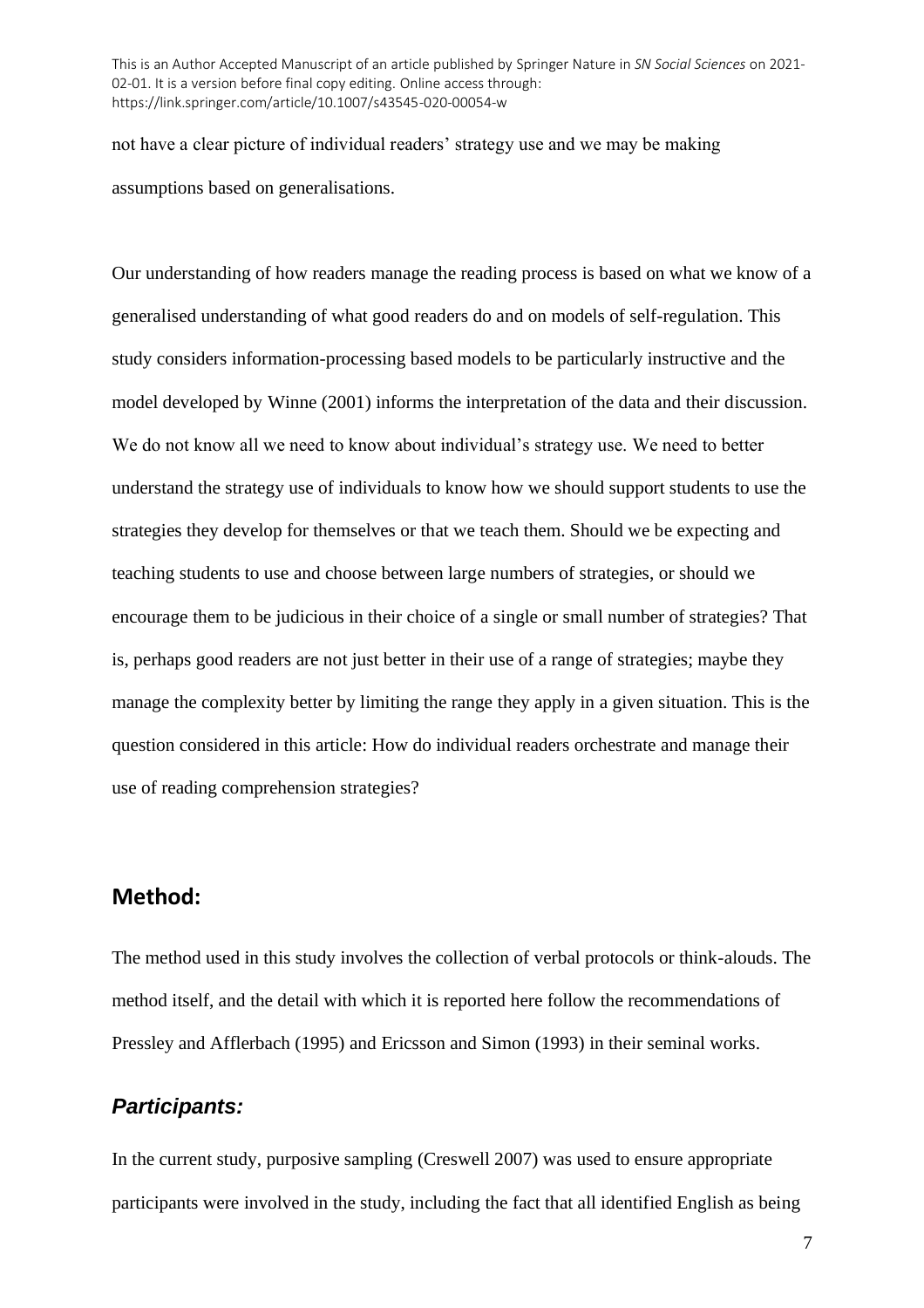not have a clear picture of individual readers' strategy use and we may be making assumptions based on generalisations.

Our understanding of how readers manage the reading process is based on what we know of a generalised understanding of what good readers do and on models of self-regulation. This study considers information-processing based models to be particularly instructive and the model developed by Winne (2001) informs the interpretation of the data and their discussion. We do not know all we need to know about individual's strategy use. We need to better understand the strategy use of individuals to know how we should support students to use the strategies they develop for themselves or that we teach them. Should we be expecting and teaching students to use and choose between large numbers of strategies, or should we encourage them to be judicious in their choice of a single or small number of strategies? That is, perhaps good readers are not just better in their use of a range of strategies; maybe they manage the complexity better by limiting the range they apply in a given situation. This is the question considered in this article: How do individual readers orchestrate and manage their use of reading comprehension strategies?

## Method:

The method used in this study involves the collection of verbal protocols or think-alouds. The method itself, and the detail with which it is reported here follow the recommendations of Pressley and Afflerbach (1995) and Ericsson and Simon (1993) in their seminal works.

### *Participants:*

In the current study, purposive sampling (Creswell 2007) was used to ensure appropriate participants were involved in the study, including the fact that all identified English as being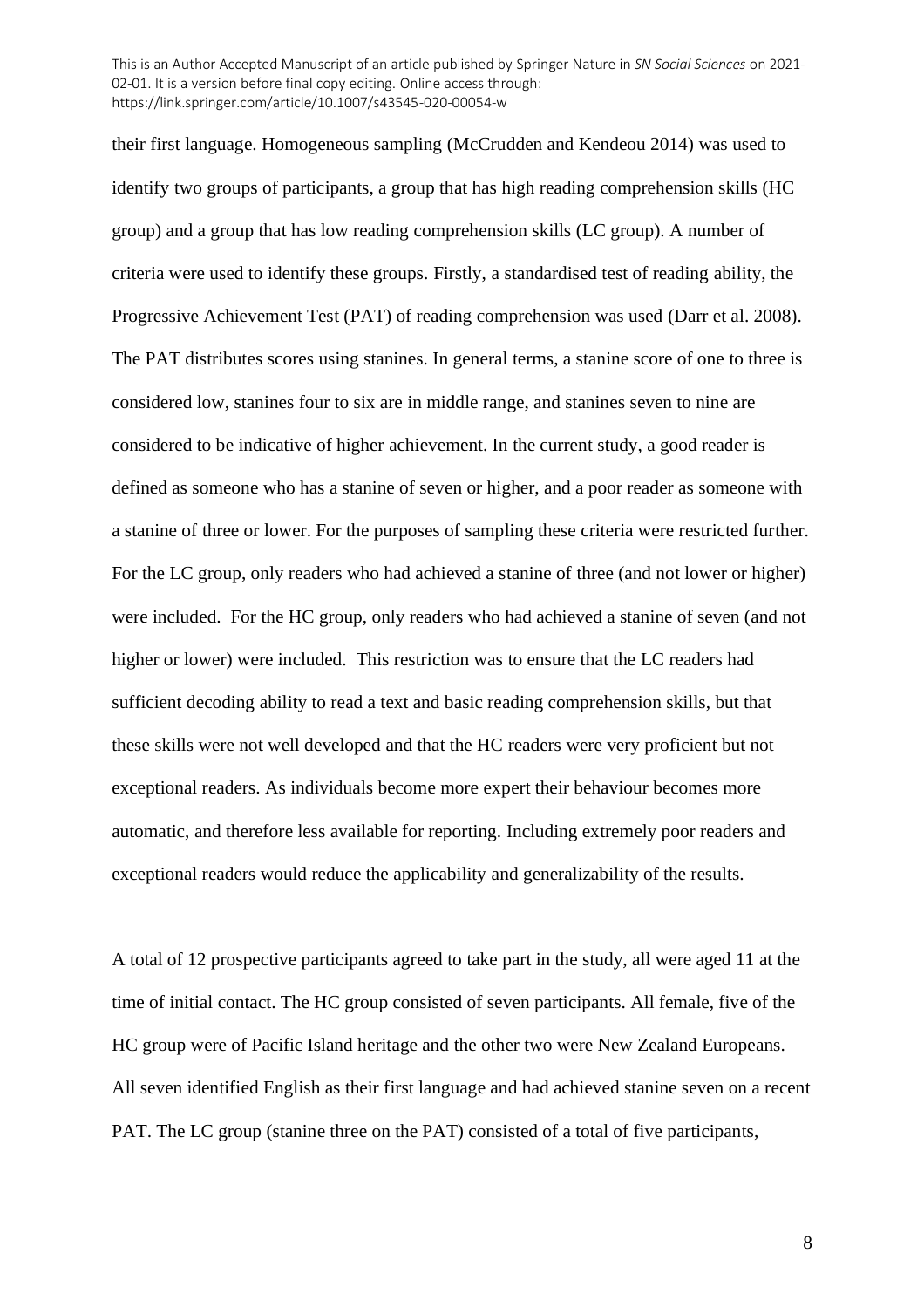their first language. Homogeneous sampling (McCrudden and Kendeou 2014) was used to identify two groups of participants, a group that has high reading comprehension skills (HC group) and a group that has low reading comprehension skills (LC group). A number of criteria were used to identify these groups. Firstly, a standardised test of reading ability, the Progressive Achievement Test (PAT) of reading comprehension was used (Darr et al. 2008). The PAT distributes scores using stanines. In general terms, a stanine score of one to three is considered low, stanines four to six are in middle range, and stanines seven to nine are considered to be indicative of higher achievement. In the current study, a good reader is defined as someone who has a stanine of seven or higher, and a poor reader as someone with a stanine of three or lower. For the purposes of sampling these criteria were restricted further. For the LC group, only readers who had achieved a stanine of three (and not lower or higher) were included. For the HC group, only readers who had achieved a stanine of seven (and not higher or lower) were included. This restriction was to ensure that the LC readers had sufficient decoding ability to read a text and basic reading comprehension skills, but that these skills were not well developed and that the HC readers were very proficient but not exceptional readers. As individuals become more expert their behaviour becomes more automatic, and therefore less available for reporting. Including extremely poor readers and exceptional readers would reduce the applicability and generalizability of the results.

A total of 12 prospective participants agreed to take part in the study, all were aged 11 at the time of initial contact. The HC group consisted of seven participants. All female, five of the HC group were of Pacific Island heritage and the other two were New Zealand Europeans. All seven identified English as their first language and had achieved stanine seven on a recent PAT. The LC group (stanine three on the PAT) consisted of a total of five participants,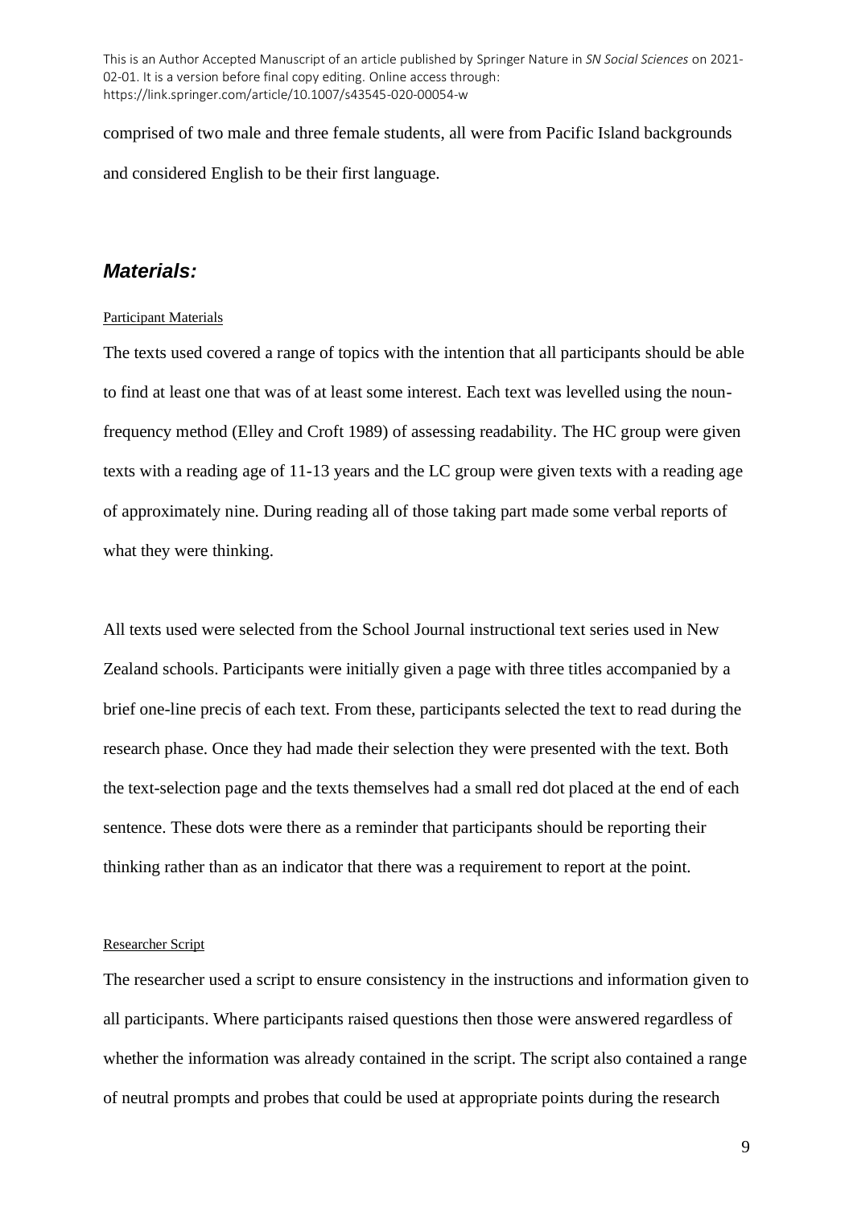comprised of two male and three female students, all were from Pacific Island backgrounds and considered English to be their first language.

## *Materials:*

Participant Materials

The texts used covered a range of topics with the intention that all participants should be able to find at least one that was of at least some interest. Each text was levelled using the noun-frequency method (Elley and Croft 1989) of assessing readability. The HC group were given texts with a reading age of 11-13 years and the LC group were given texts with a reading age of approximately nine. During reading all of those taking part made some verbal reports of what they were thinking.

All texts used were selected from the School Journal instructional text series used in New Zealand schools. Participants were initially given a page with three titles accompanied by a brief one-line precis of each text. From these, participants selected the text to read during the research phase. Once they had made their selection they were presented with the text. Both the text-selection page and the texts themselves had a small red dot placed at the end of each sentence. These dots were there as a reminder that participants should be reporting their thinking rather than as an indicator that there was a requirement to report at the point.

Researcher Script

The researcher used a script to ensure consistency in the instructions and information given to all participants. Where participants raised questions then those were answered regardless of whether the information was already contained in the script. The script also contained a range of neutral prompts and probes that could be used at appropriate points during the research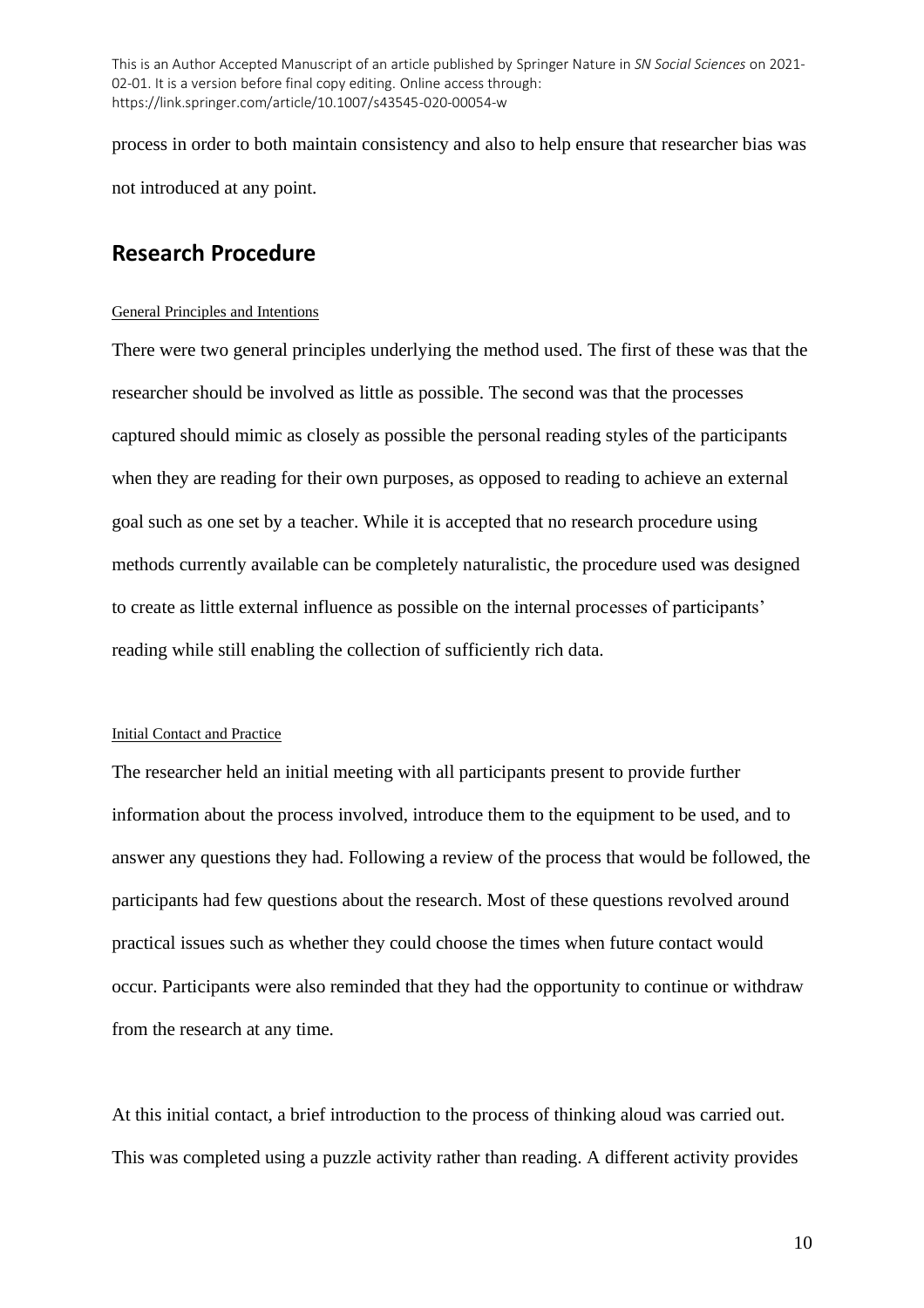process in order to both maintain consistency and also to help ensure that researcher bias was not introduced at any point.

## Research Procedure

General Principles and Intentions

There were two general principles underlying the method used. The first of these was that the researcher should be involved as little as possible. The second was that the processes captured should mimic as closely as possible the personal reading styles of the participants when they are reading for their own purposes, as opposed to reading to achieve an external goal such as one set by a teacher. While it is accepted that no research procedure using methods currently available can be completely naturalistic, the procedure used was designed to create as little external influence as possible on the internal processes of participants' reading while still enabling the collection of sufficiently rich data.

Initial Contact and Practice

The researcher held an initial meeting with all participants present to provide further information about the process involved, introduce them to the equipment to be used, and to answer any questions they had. Following a review of the process that would be followed, the participants had few questions about the research. Most of these questions revolved around practical issues such as whether they could choose the times when future contact would occur. Participants were also reminded that they had the opportunity to continue or withdraw from the research at any time.

At this initial contact, a brief introduction to the process of thinking aloud was carried out. This was completed using a puzzle activity rather than reading. A different activity provides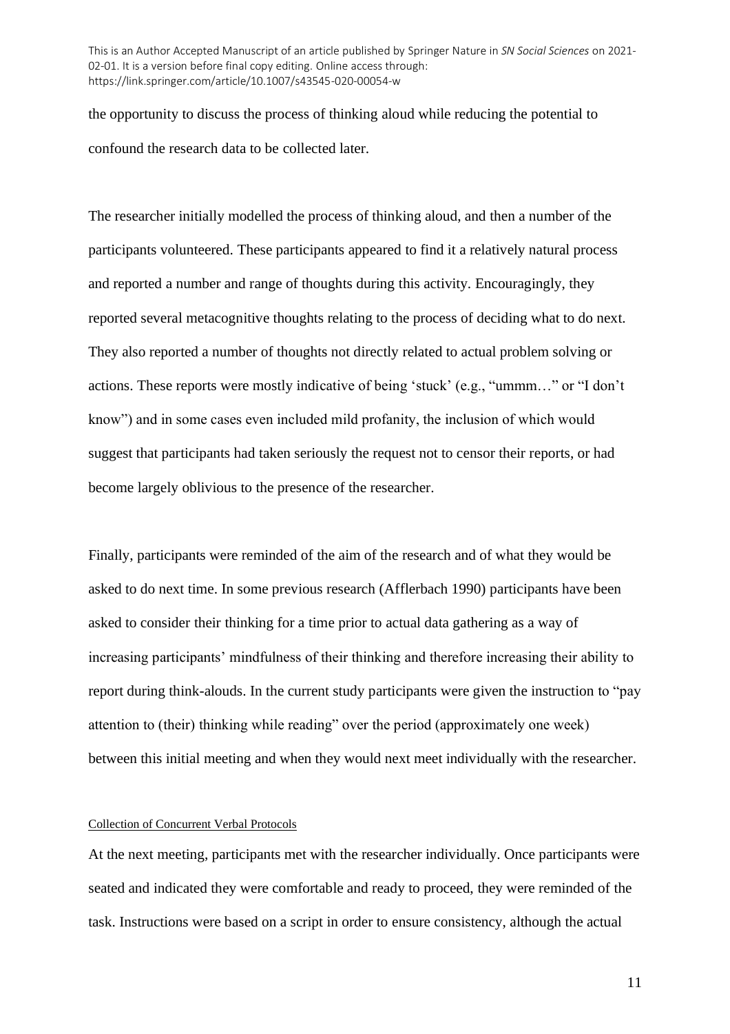the opportunity to discuss the process of thinking aloud while reducing the potential to confound the research data to be collected later.

The researcher initially modelled the process of thinking aloud, and then a number of the participants volunteered. These participants appeared to find it a relatively natural process and reported a number and range of thoughts during this activity. Encouragingly, they reported several metacognitive thoughts relating to the process of deciding what to do next. They also reported a number of thoughts not directly related to actual problem solving or actions. These reports were mostly indicative of being 'stuck' (e.g., "ummm…" or "I don't know") and in some cases even included mild profanity, the inclusion of which would suggest that participants had taken seriously the request not to censor their reports, or had become largely oblivious to the presence of the researcher.

Finally, participants were reminded of the aim of the research and of what they would be asked to do next time. In some previous research (Afflerbach 1990) participants have been asked to consider their thinking for a time prior to actual data gathering as a way of increasing participants' mindfulness of their thinking and therefore increasing their ability to report during think-alouds. In the current study participants were given the instruction to "pay attention to (their) thinking while reading" over the period (approximately one week) between this initial meeting and when they would next meet individually with the researcher.

### Collection of Concurrent Verbal Protocols

At the next meeting, participants met with the researcher individually. Once participants were seated and indicated they were comfortable and ready to proceed, they were reminded of the task. Instructions were based on a script in order to ensure consistency, although the actual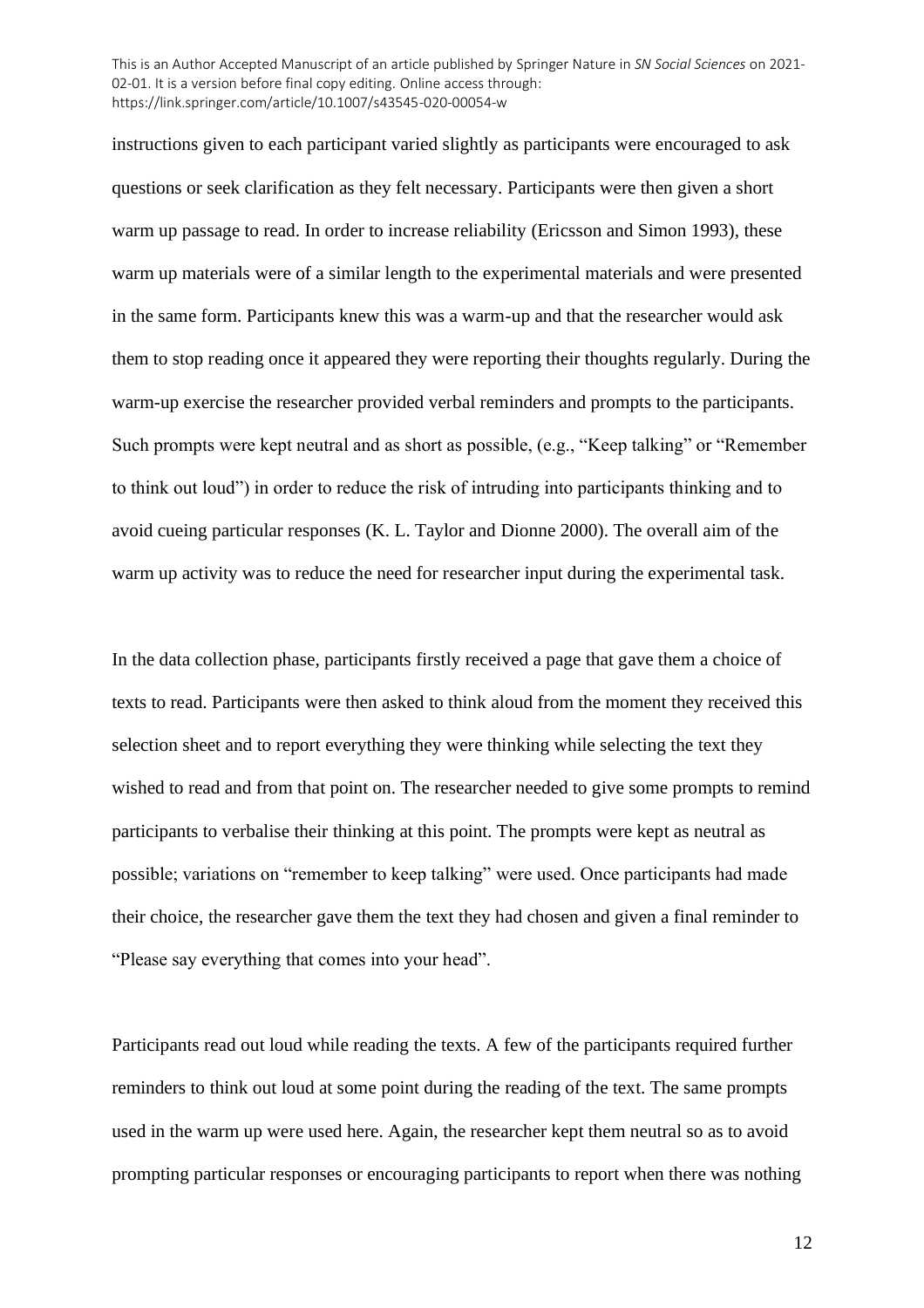instructions given to each participant varied slightly as participants were encouraged to ask questions or seek clarification as they felt necessary. Participants were then given a short warm up passage to read. In order to increase reliability (Ericsson and Simon 1993), these warm up materials were of a similar length to the experimental materials and were presented in the same form. Participants knew this was a warm-up and that the researcher would ask them to stop reading once it appeared they were reporting their thoughts regularly. During the warm-up exercise the researcher provided verbal reminders and prompts to the participants. Such prompts were kept neutral and as short as possible, (e.g., "Keep talking" or "Remember to think out loud") in order to reduce the risk of intruding into participants thinking and to avoid cueing particular responses (K. L. Taylor and Dionne 2000). The overall aim of the warm up activity was to reduce the need for researcher input during the experimental task.

In the data collection phase, participants firstly received a page that gave them a choice of texts to read. Participants were then asked to think aloud from the moment they received this selection sheet and to report everything they were thinking while selecting the text they wished to read and from that point on. The researcher needed to give some prompts to remind participants to verbalise their thinking at this point. The prompts were kept as neutral as possible; variations on "remember to keep talking" were used. Once participants had made their choice, the researcher gave them the text they had chosen and given a final reminder to "Please say everything that comes into your head".

Participants read out loud while reading the texts. A few of the participants required further reminders to think out loud at some point during the reading of the text. The same prompts used in the warm up were used here. Again, the researcher kept them neutral so as to avoid prompting particular responses or encouraging participants to report when there was nothing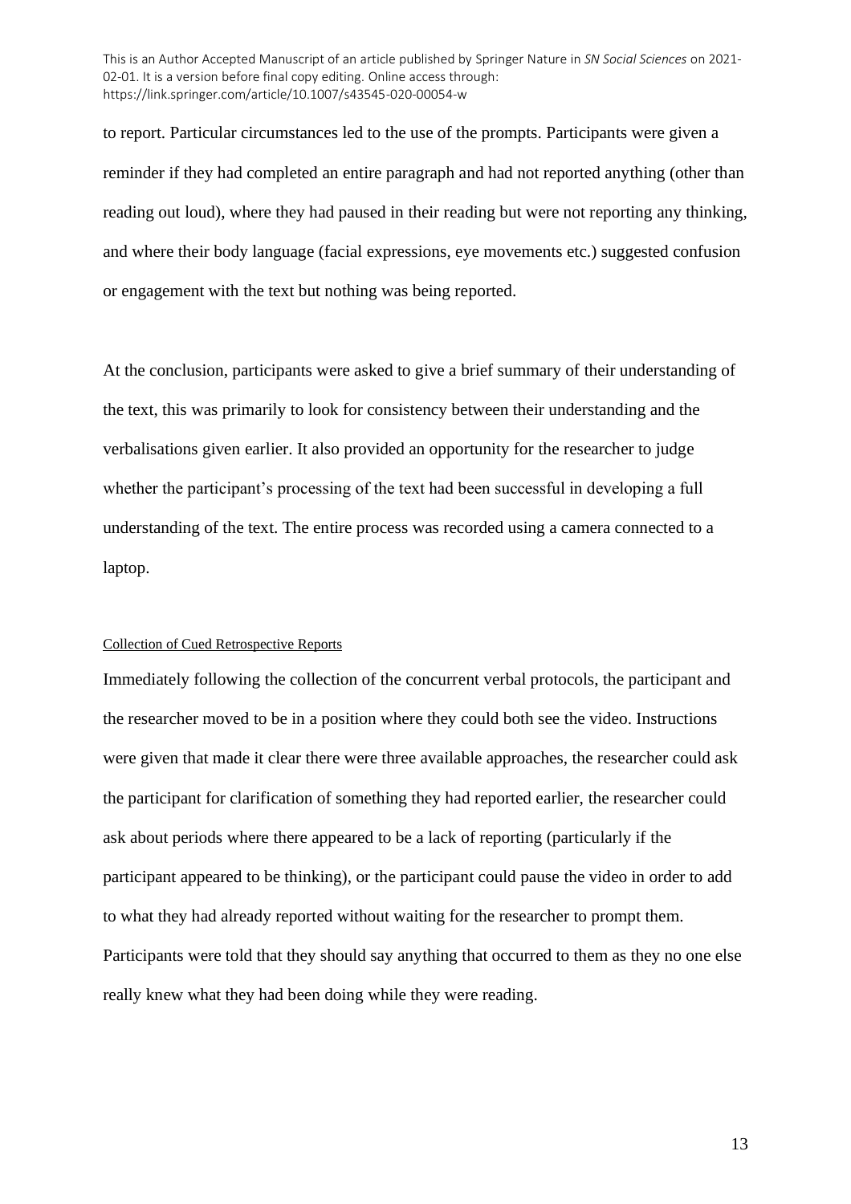to report. Particular circumstances led to the use of the prompts. Participants were given a reminder if they had completed an entire paragraph and had not reported anything (other than reading out loud), where they had paused in their reading but were not reporting any thinking, and where their body language (facial expressions, eye movements etc.) suggested confusion or engagement with the text but nothing was being reported.

At the conclusion, participants were asked to give a brief summary of their understanding of the text, this was primarily to look for consistency between their understanding and the verbalisations given earlier. It also provided an opportunity for the researcher to judge whether the participant's processing of the text had been successful in developing a full understanding of the text. The entire process was recorded using a camera connected to a laptop.

#### Collection of Cued Retrospective Reports

Immediately following the collection of the concurrent verbal protocols, the participant and the researcher moved to be in a position where they could both see the video. Instructions were given that made it clear there were three available approaches, the researcher could ask the participant for clarification of something they had reported earlier, the researcher could ask about periods where there appeared to be a lack of reporting (particularly if the participant appeared to be thinking), or the participant could pause the video in order to add to what they had already reported without waiting for the researcher to prompt them. Participants were told that they should say anything that occurred to them as they no one else really knew what they had been doing while they were reading.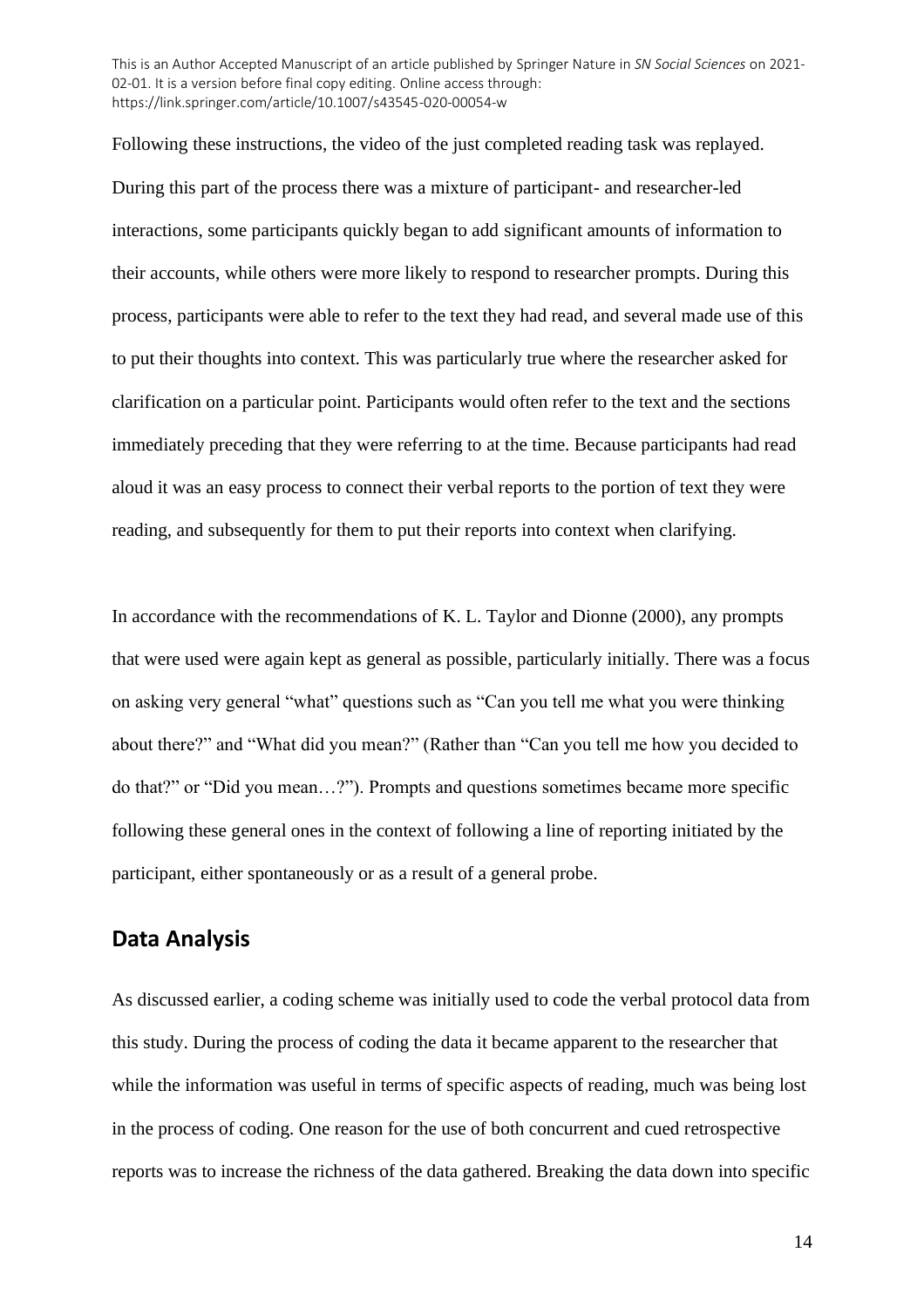Following these instructions, the video of the just completed reading task was replayed. During this part of the process there was a mixture of participant- and researcher-led interactions, some participants quickly began to add significant amounts of information to their accounts, while others were more likely to respond to researcher prompts. During this process, participants were able to refer to the text they had read, and several made use of this to put their thoughts into context. This was particularly true where the researcher asked for clarification on a particular point. Participants would often refer to the text and the sections immediately preceding that they were referring to at the time. Because participants had read aloud it was an easy process to connect their verbal reports to the portion of text they were reading, and subsequently for them to put their reports into context when clarifying.

In accordance with the recommendations of K. L. Taylor and Dionne (2000), any prompts that were used were again kept as general as possible, particularly initially. There was a focus on asking very general "what" questions such as "Can you tell me what you were thinking about there?" and "What did you mean?" (Rather than "Can you tell me how you decided to do that?" or "Did you mean…?"). Prompts and questions sometimes became more specific following these general ones in the context of following a line of reporting initiated by the participant, either spontaneously or as a result of a general probe.

## Data Analysis

As discussed earlier, a coding scheme was initially used to code the verbal protocol data from this study. During the process of coding the data it became apparent to the researcher that while the information was useful in terms of specific aspects of reading, much was being lost in the process of coding. One reason for the use of both concurrent and cued retrospective reports was to increase the richness of the data gathered. Breaking the data down into specific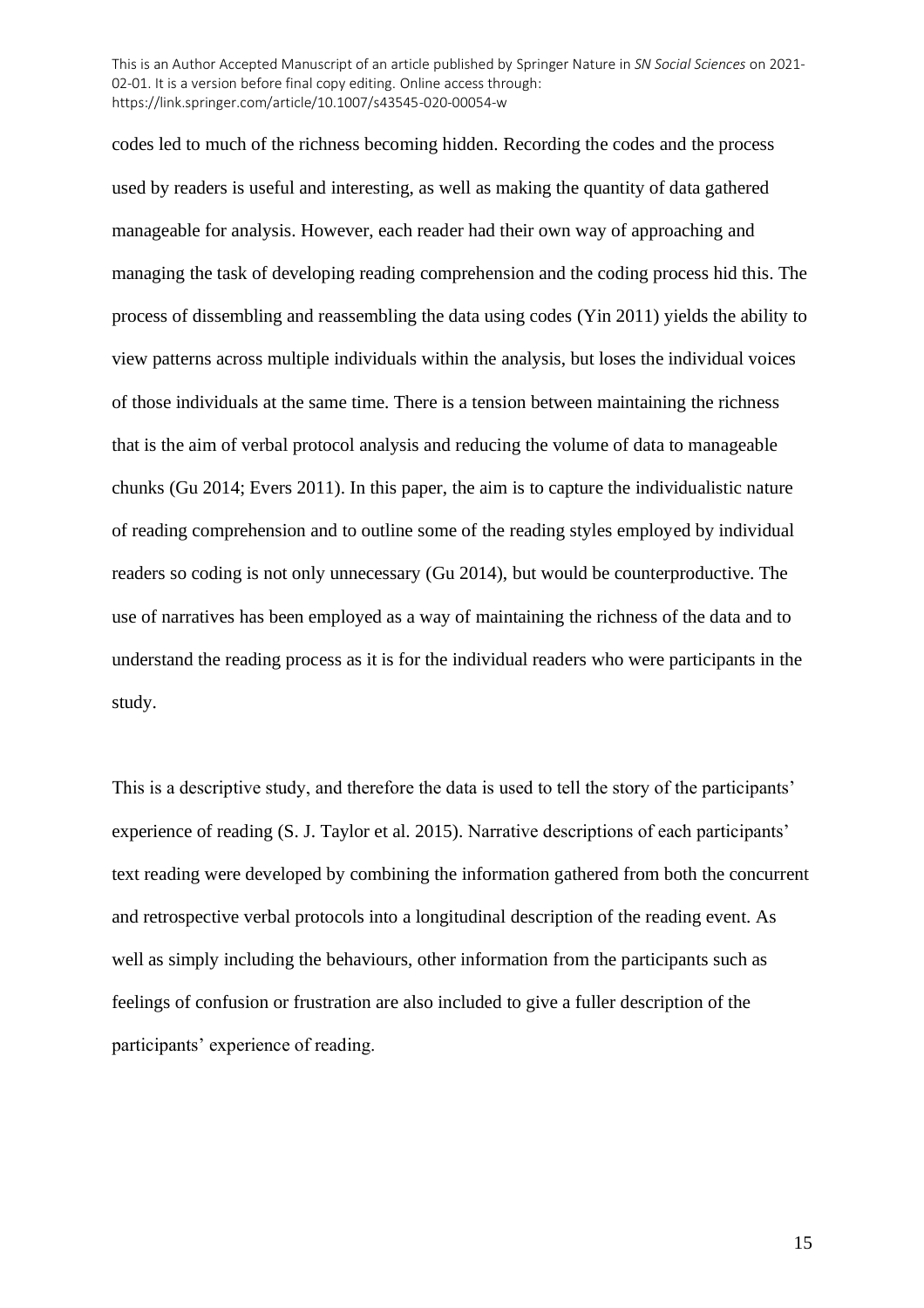codes led to much of the richness becoming hidden. Recording the codes and the process used by readers is useful and interesting, as well as making the quantity of data gathered manageable for analysis. However, each reader had their own way of approaching and managing the task of developing reading comprehension and the coding process hid this. The process of dissembling and reassembling the data using codes (Yin 2011) yields the ability to view patterns across multiple individuals within the analysis, but loses the individual voices of those individuals at the same time. There is a tension between maintaining the richness that is the aim of verbal protocol analysis and reducing the volume of data to manageable chunks (Gu 2014; Evers 2011). In this paper, the aim is to capture the individualistic nature of reading comprehension and to outline some of the reading styles employed by individual readers so coding is not only unnecessary (Gu 2014), but would be counterproductive. The use of narratives has been employed as a way of maintaining the richness of the data and to understand the reading process as it is for the individual readers who were participants in the study.

This is a descriptive study, and therefore the data is used to tell the story of the participants' experience of reading (S. J. Taylor et al. 2015). Narrative descriptions of each participants' text reading were developed by combining the information gathered from both the concurrent and retrospective verbal protocols into a longitudinal description of the reading event. As well as simply including the behaviours, other information from the participants such as feelings of confusion or frustration are also included to give a fuller description of the participants' experience of reading.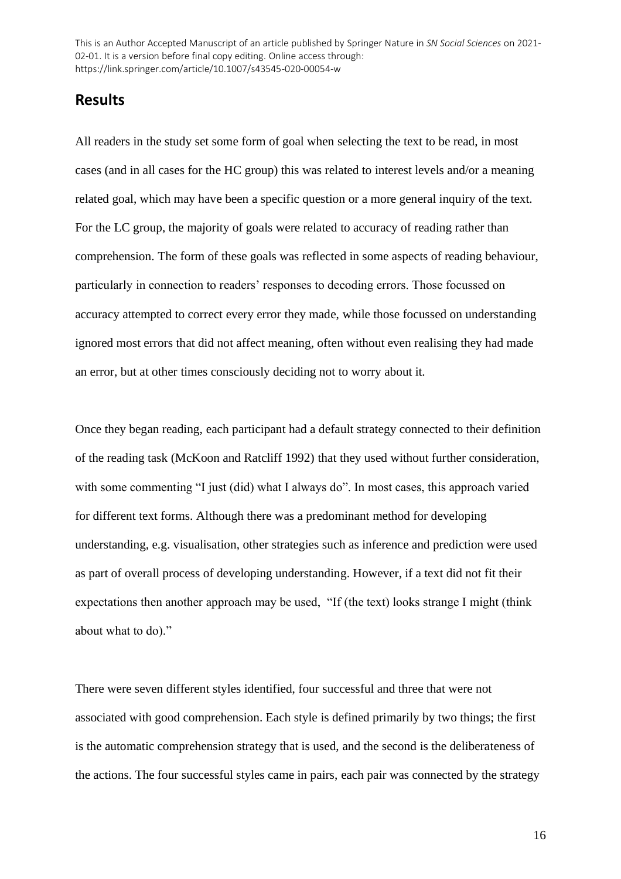## Results

All readers in the study set some form of goal when selecting the text to be read, in most cases (and in all cases for the HC group) this was related to interest levels and/or a meaning related goal, which may have been a specific question or a more general inquiry of the text. For the LC group, the majority of goals were related to accuracy of reading rather than comprehension. The form of these goals was reflected in some aspects of reading behaviour, particularly in connection to readers' responses to decoding errors. Those focussed on accuracy attempted to correct every error they made, while those focussed on understanding ignored most errors that did not affect meaning, often without even realising they had made an error, but at other times consciously deciding not to worry about it.

Once they began reading, each participant had a default strategy connected to their definition of the reading task (McKoon and Ratcliff 1992) that they used without further consideration, with some commenting "I just (did) what I always do". In most cases, this approach varied for different text forms. Although there was a predominant method for developing understanding, e.g. visualisation, other strategies such as inference and prediction were used as part of overall process of developing understanding. However, if a text did not fit their expectations then another approach may be used, "If (the text) looks strange I might (think about what to do)."

There were seven different styles identified, four successful and three that were not associated with good comprehension. Each style is defined primarily by two things; the first is the automatic comprehension strategy that is used, and the second is the deliberateness of the actions. The four successful styles came in pairs, each pair was connected by the strategy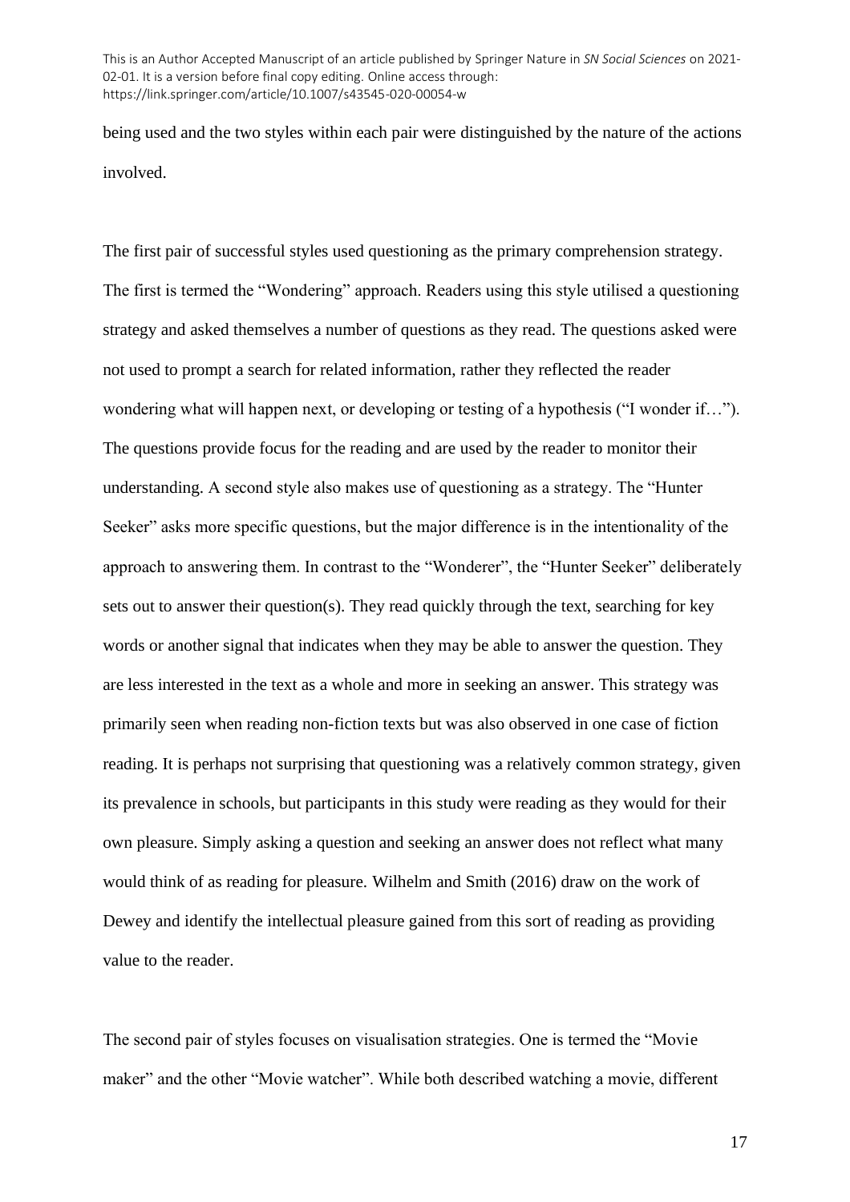being used and the two styles within each pair were distinguished by the nature of the actions involved.

The first pair of successful styles used questioning as the primary comprehension strategy. The first is termed the "Wondering" approach. Readers using this style utilised a questioning strategy and asked themselves a number of questions as they read. The questions asked were not used to prompt a search for related information, rather they reflected the reader wondering what will happen next, or developing or testing of a hypothesis ("I wonder if…"). The questions provide focus for the reading and are used by the reader to monitor their understanding. A second style also makes use of questioning as a strategy. The "Hunter Seeker" asks more specific questions, but the major difference is in the intentionality of the approach to answering them. In contrast to the "Wonderer", the "Hunter Seeker" deliberately sets out to answer their question(s). They read quickly through the text, searching for key words or another signal that indicates when they may be able to answer the question. They are less interested in the text as a whole and more in seeking an answer. This strategy was primarily seen when reading non-fiction texts but was also observed in one case of fiction reading. It is perhaps not surprising that questioning was a relatively common strategy, given its prevalence in schools, but participants in this study were reading as they would for their own pleasure. Simply asking a question and seeking an answer does not reflect what many would think of as reading for pleasure. Wilhelm and Smith (2016) draw on the work of Dewey and identify the intellectual pleasure gained from this sort of reading as providing value to the reader.

The second pair of styles focuses on visualisation strategies. One is termed the "Movie maker" and the other "Movie watcher". While both described watching a movie, different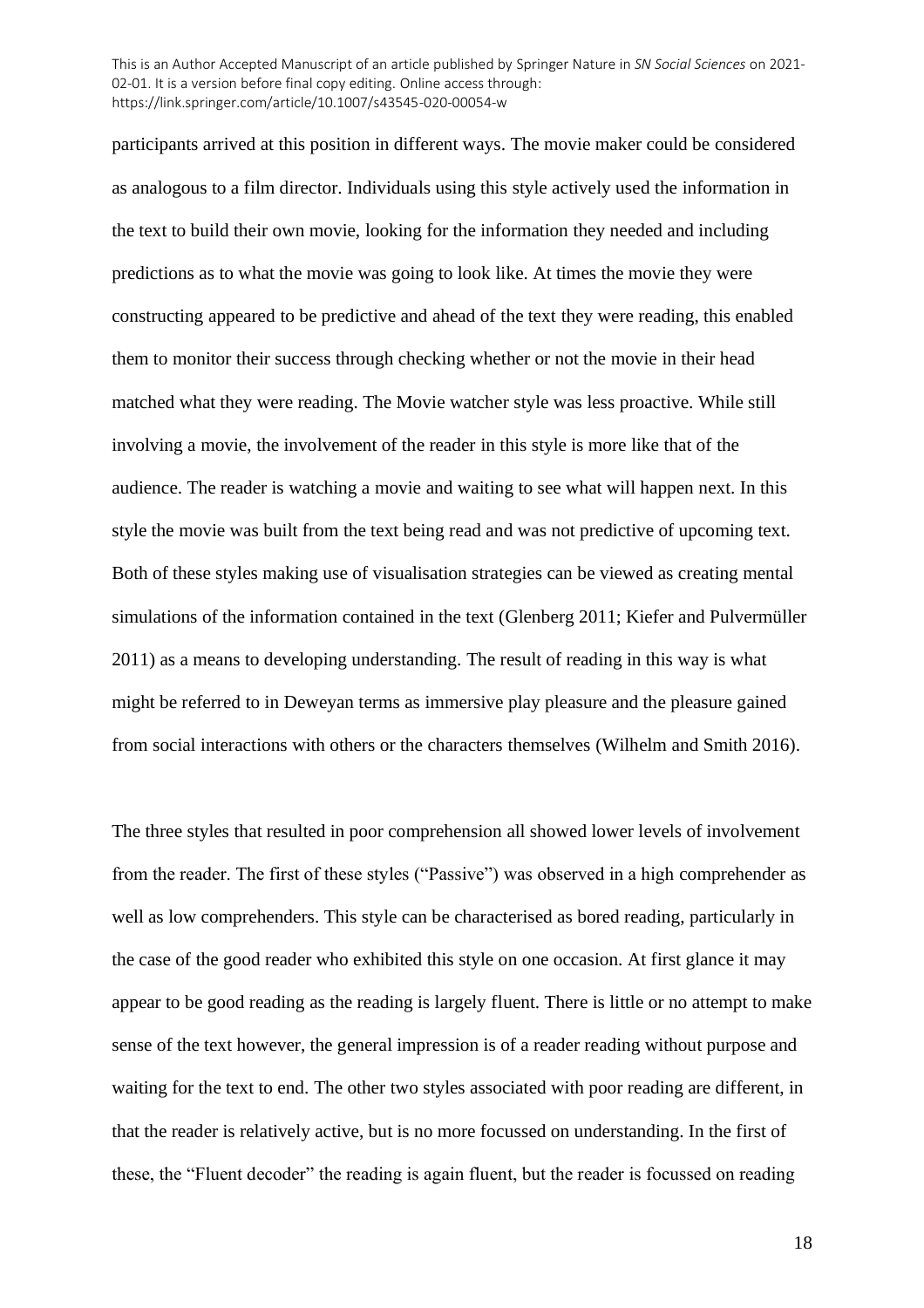participants arrived at this position in different ways. The movie maker could be considered as analogous to a film director. Individuals using this style actively used the information in the text to build their own movie, looking for the information they needed and including predictions as to what the movie was going to look like. At times the movie they were constructing appeared to be predictive and ahead of the text they were reading, this enabled them to monitor their success through checking whether or not the movie in their head matched what they were reading. The Movie watcher style was less proactive. While still involving a movie, the involvement of the reader in this style is more like that of the audience. The reader is watching a movie and waiting to see what will happen next. In this style the movie was built from the text being read and was not predictive of upcoming text. Both of these styles making use of visualisation strategies can be viewed as creating mental simulations of the information contained in the text (Glenberg 2011; Kiefer and Pulvermüller 2011) as a means to developing understanding. The result of reading in this way is what might be referred to in Deweyan terms as immersive play pleasure and the pleasure gained from social interactions with others or the characters themselves (Wilhelm and Smith 2016).

The three styles that resulted in poor comprehension all showed lower levels of involvement from the reader. The first of these styles ("Passive") was observed in a high comprehender as well as low comprehenders. This style can be characterised as bored reading, particularly in the case of the good reader who exhibited this style on one occasion. At first glance it may appear to be good reading as the reading is largely fluent. There is little or no attempt to make sense of the text however, the general impression is of a reader reading without purpose and waiting for the text to end. The other two styles associated with poor reading are different, in that the reader is relatively active, but is no more focussed on understanding. In the first of these, the "Fluent decoder" the reading is again fluent, but the reader is focussed on reading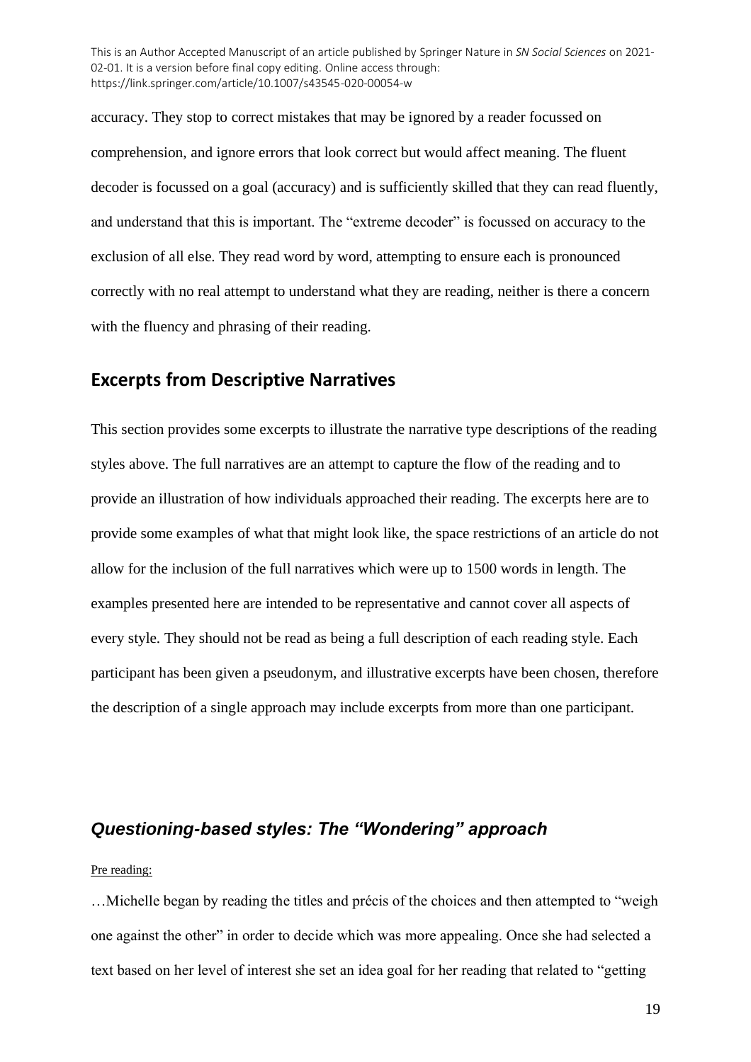accuracy. They stop to correct mistakes that may be ignored by a reader focussed on comprehension, and ignore errors that look correct but would affect meaning. The fluent decoder is focussed on a goal (accuracy) and is sufficiently skilled that they can read fluently, and understand that this is important. The "extreme decoder" is focussed on accuracy to the exclusion of all else. They read word by word, attempting to ensure each is pronounced correctly with no real attempt to understand what they are reading, neither is there a concern with the fluency and phrasing of their reading.

## Excerpts from Descriptive Narratives

This section provides some excerpts to illustrate the narrative type descriptions of the reading styles above. The full narratives are an attempt to capture the flow of the reading and to provide an illustration of how individuals approached their reading. The excerpts here are to provide some examples of what that might look like, the space restrictions of an article do not allow for the inclusion of the full narratives which were up to 1500 words in length. The examples presented here are intended to be representative and cannot cover all aspects of every style. They should not be read as being a full description of each reading style. Each participant has been given a pseudonym, and illustrative excerpts have been chosen, therefore the description of a single approach may include excerpts from more than one participant.

### *Questioning-based styles: The "Wondering" approach*

Pre reading:

…Michelle began by reading the titles and précis of the choices and then attempted to "weigh one against the other" in order to decide which was more appealing. Once she had selected a text based on her level of interest she set an idea goal for her reading that related to "getting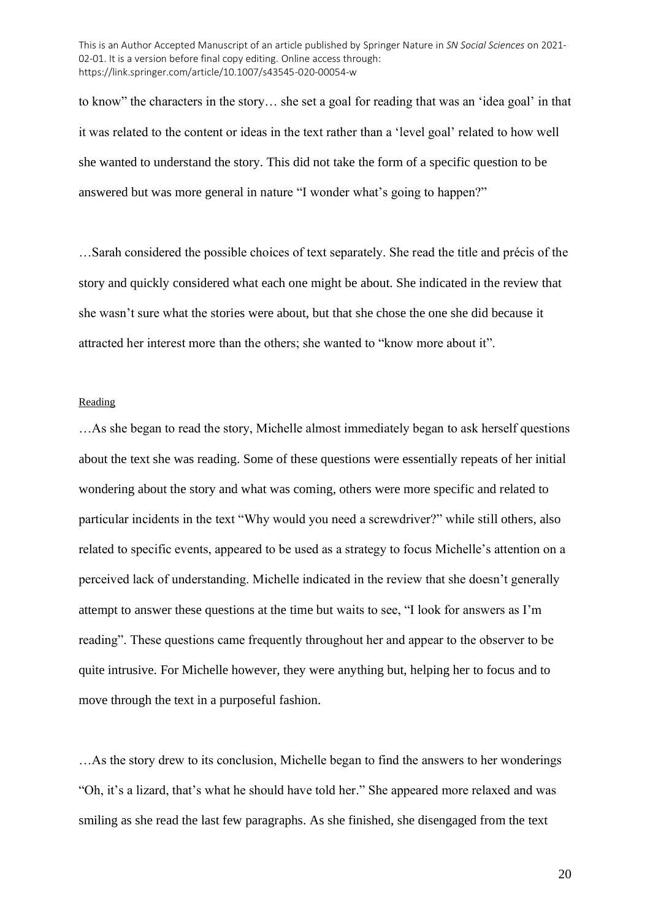to know" the characters in the story… she set a goal for reading that was an 'idea goal' in that it was related to the content or ideas in the text rather than a 'level goal' related to how well she wanted to understand the story. This did not take the form of a specific question to be answered but was more general in nature "I wonder what's going to happen?"

…Sarah considered the possible choices of text separately. She read the title and précis of the story and quickly considered what each one might be about. She indicated in the review that she wasn't sure what the stories were about, but that she chose the one she did because it attracted her interest more than the others; she wanted to "know more about it".

Reading

…As she began to read the story, Michelle almost immediately began to ask herself questions about the text she was reading. Some of these questions were essentially repeats of her initial wondering about the story and what was coming, others were more specific and related to particular incidents in the text "Why would you need a screwdriver?" while still others, also related to specific events, appeared to be used as a strategy to focus Michelle's attention on a perceived lack of understanding. Michelle indicated in the review that she doesn't generally attempt to answer these questions at the time but waits to see, "I look for answers as I'm reading". These questions came frequently throughout her and appear to the observer to be quite intrusive. For Michelle however, they were anything but, helping her to focus and to move through the text in a purposeful fashion.

…As the story drew to its conclusion, Michelle began to find the answers to her wonderings "Oh, it's a lizard, that's what he should have told her." She appeared more relaxed and was smiling as she read the last few paragraphs. As she finished, she disengaged from the text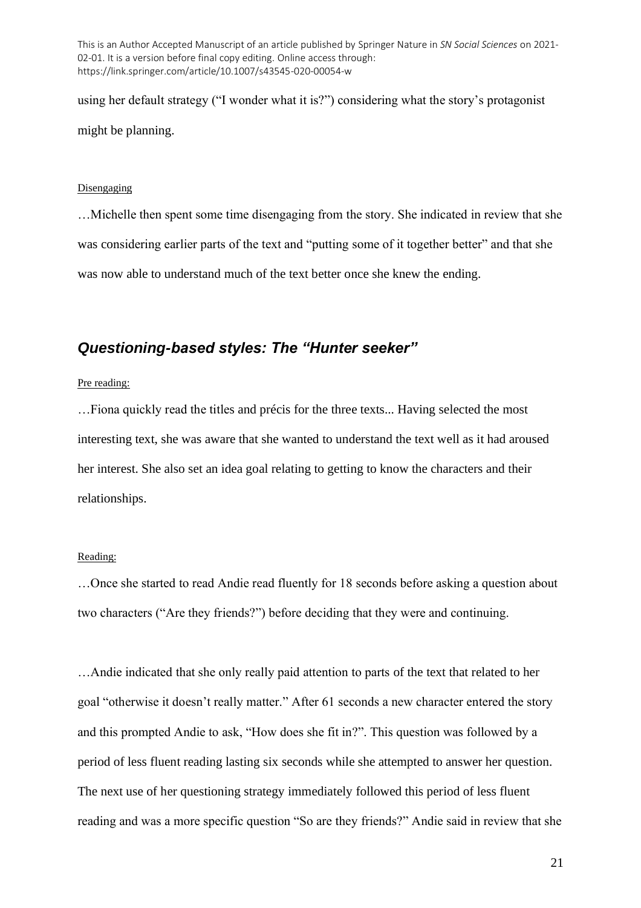using her default strategy ("I wonder what it is?") considering what the story's protagonist might be planning.

Disengaging

…Michelle then spent some time disengaging from the story. She indicated in review that she was considering earlier parts of the text and "putting some of it together better" and that she was now able to understand much of the text better once she knew the ending.

## *Questioning-based styles: The "Hunter seeker"*

Pre reading:

…Fiona quickly read the titles and précis for the three texts... Having selected the most interesting text, she was aware that she wanted to understand the text well as it had aroused her interest. She also set an idea goal relating to getting to know the characters and their relationships.

Reading:

…Once she started to read Andie read fluently for 18 seconds before asking a question about two characters ("Are they friends?") before deciding that they were and continuing.

…Andie indicated that she only really paid attention to parts of the text that related to her goal "otherwise it doesn't really matter." After 61 seconds a new character entered the story and this prompted Andie to ask, "How does she fit in?". This question was followed by a period of less fluent reading lasting six seconds while she attempted to answer her question. The next use of her questioning strategy immediately followed this period of less fluent reading and was a more specific question "So are they friends?" Andie said in review that she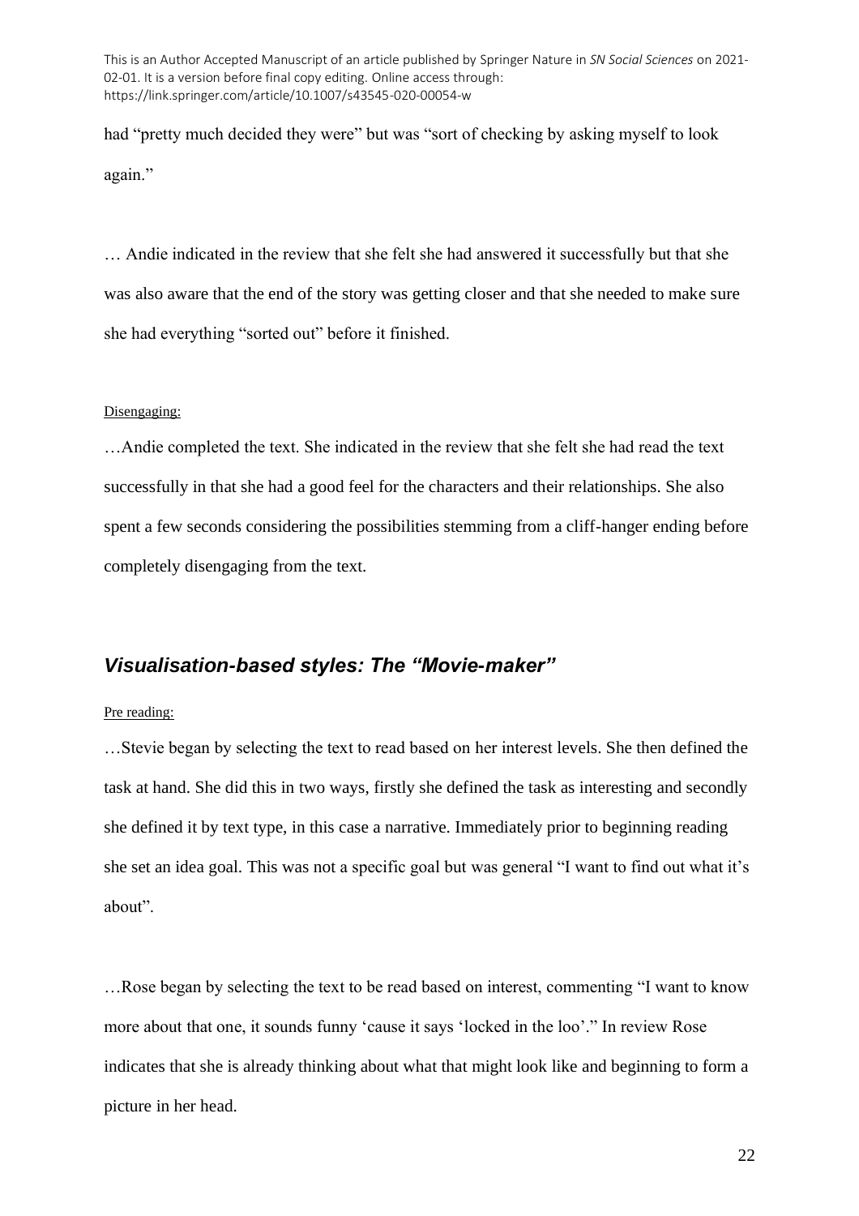had “pretty much decided they were” but was “sort of checking by asking myself to look again.”

… Andie indicated in the review that she felt she had answered it successfully but that she was also aware that the end of the story was getting closer and that she needed to make sure she had everything “sorted out” before it finished.

Disengaging:

…Andie completed the text. She indicated in the review that she felt she had read the text successfully in that she had a good feel for the characters and their relationships. She also spent a few seconds considering the possibilities stemming from a cliff-hanger ending before completely disengaging from the text.

### *Visualisation-based styles: The “Movie-maker”*

Pre reading:

…Stevie began by selecting the text to read based on her interest levels. She then defined the task at hand. She did this in two ways, firstly she defined the task as interesting and secondly she defined it by text type, in this case a narrative. Immediately prior to beginning reading she set an idea goal. This was not a specific goal but was general “I want to find out what it’s about”.

…Rose began by selecting the text to be read based on interest, commenting “I want to know more about that one, it sounds funny ‘cause it says ‘locked in the loo’.” In review Rose indicates that she is already thinking about what that might look like and beginning to form a picture in her head.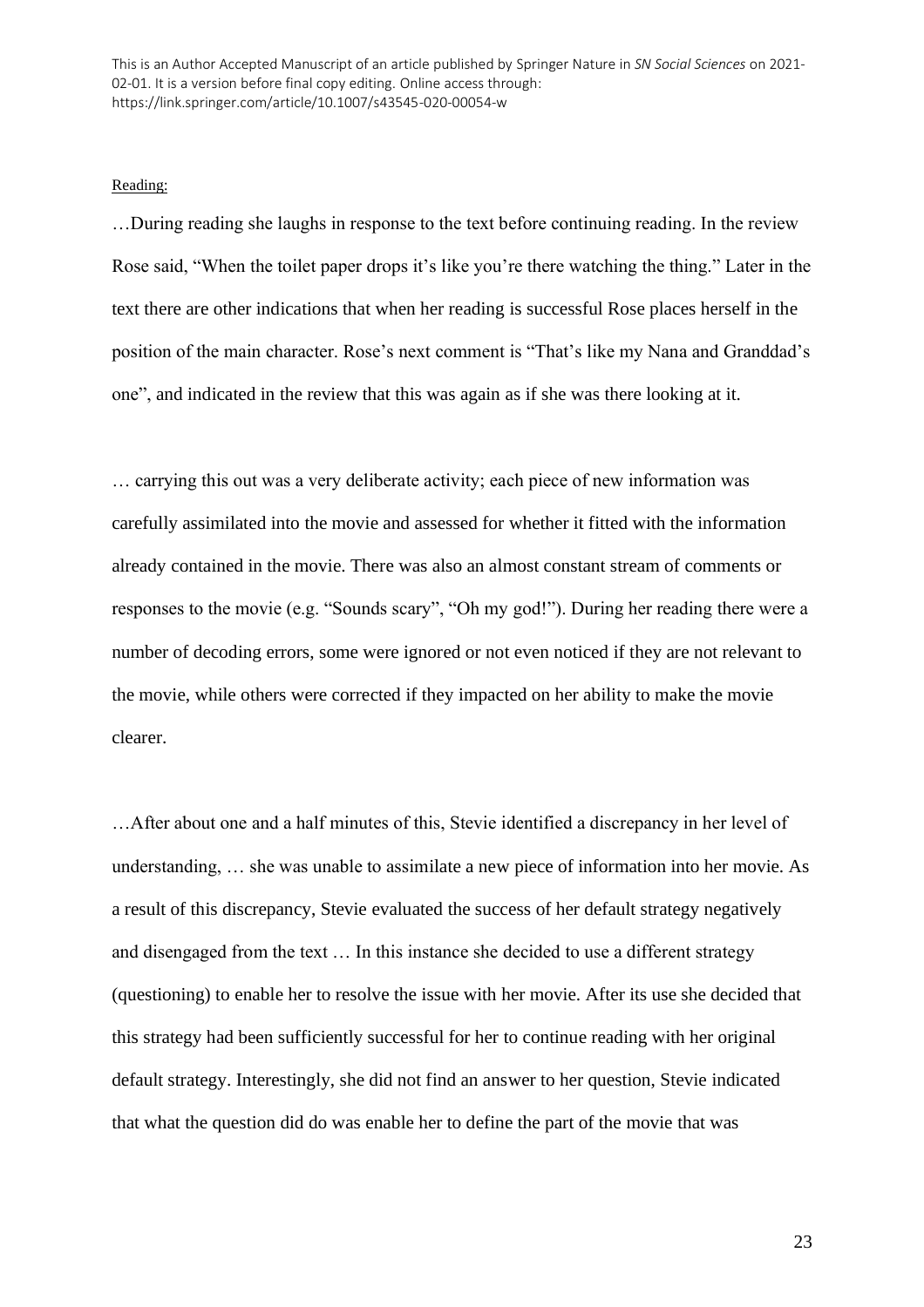Reading:

…During reading she laughs in response to the text before continuing reading. In the review Rose said, "When the toilet paper drops it's like you're there watching the thing." Later in the text there are other indications that when her reading is successful Rose places herself in the position of the main character. Rose's next comment is "That's like my Nana and Granddad's one", and indicated in the review that this was again as if she was there looking at it.

… carrying this out was a very deliberate activity; each piece of new information was carefully assimilated into the movie and assessed for whether it fitted with the information already contained in the movie. There was also an almost constant stream of comments or responses to the movie (e.g. "Sounds scary", "Oh my god!"). During her reading there were a number of decoding errors, some were ignored or not even noticed if they are not relevant to the movie, while others were corrected if they impacted on her ability to make the movie clearer.

…After about one and a half minutes of this, Stevie identified a discrepancy in her level of understanding, … she was unable to assimilate a new piece of information into her movie. As a result of this discrepancy, Stevie evaluated the success of her default strategy negatively and disengaged from the text … In this instance she decided to use a different strategy (questioning) to enable her to resolve the issue with her movie. After its use she decided that this strategy had been sufficiently successful for her to continue reading with her original default strategy. Interestingly, she did not find an answer to her question, Stevie indicated that what the question did do was enable her to define the part of the movie that was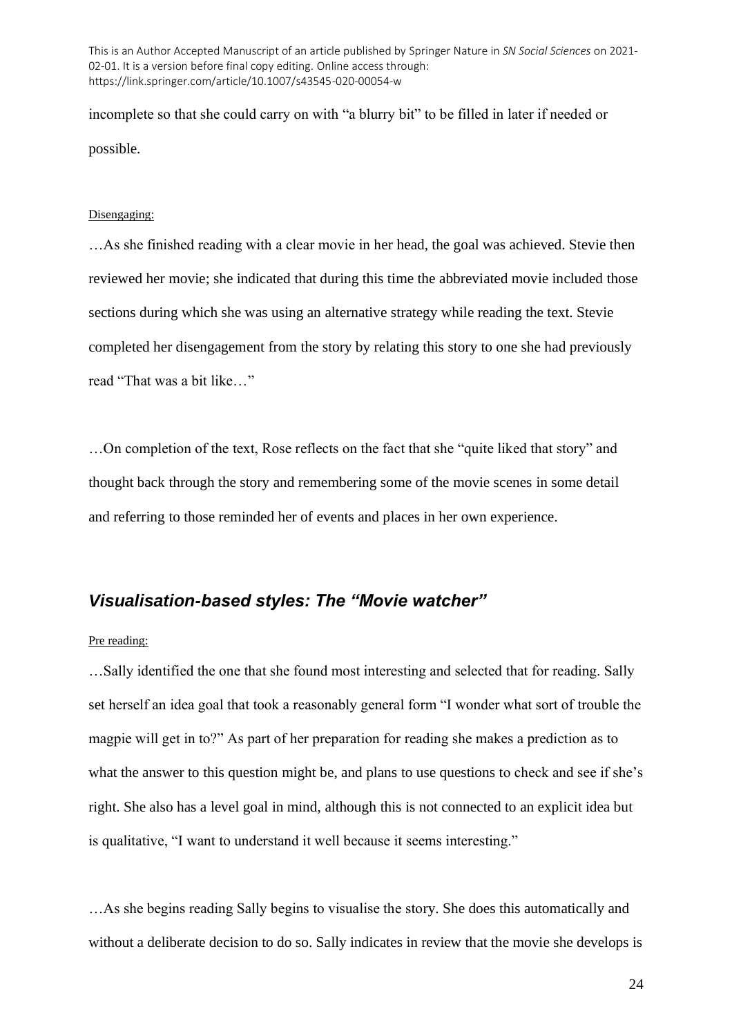incomplete so that she could carry on with "a blurry bit" to be filled in later if needed or possible.

<u>Disengaging:</u>

…As she finished reading with a clear movie in her head, the goal was achieved. Stevie then reviewed her movie; she indicated that during this time the abbreviated movie included those sections during which she was using an alternative strategy while reading the text. Stevie completed her disengagement from the story by relating this story to one she had previously read "That was a bit like…"

…On completion of the text, Rose reflects on the fact that she "quite liked that story" and thought back through the story and remembering some of the movie scenes in some detail and referring to those reminded her of events and places in her own experience.

### *Visualisation-based styles: The "Movie watcher"*

<u>Pre reading:</u>

…Sally identified the one that she found most interesting and selected that for reading. Sally set herself an idea goal that took a reasonably general form "I wonder what sort of trouble the magpie will get in to?" As part of her preparation for reading she makes a prediction as to what the answer to this question might be, and plans to use questions to check and see if she's right. She also has a level goal in mind, although this is not connected to an explicit idea but is qualitative, "I want to understand it well because it seems interesting."

…As she begins reading Sally begins to visualise the story. She does this automatically and without a deliberate decision to do so. Sally indicates in review that the movie she develops is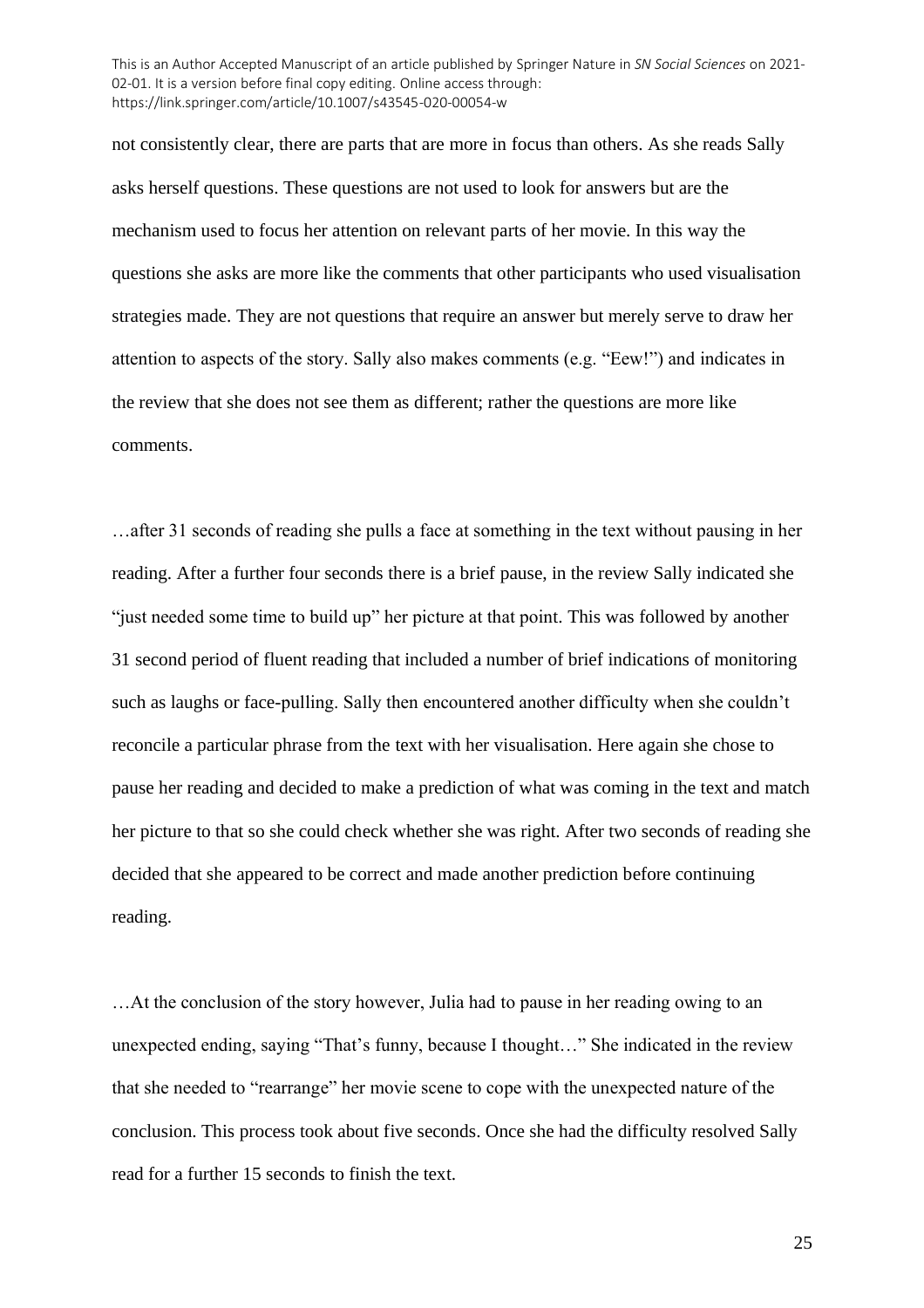not consistently clear, there are parts that are more in focus than others. As she reads Sally asks herself questions. These questions are not used to look for answers but are the mechanism used to focus her attention on relevant parts of her movie. In this way the questions she asks are more like the comments that other participants who used visualisation strategies made. They are not questions that require an answer but merely serve to draw her attention to aspects of the story. Sally also makes comments (e.g. "Eew!") and indicates in the review that she does not see them as different; rather the questions are more like comments.

…after 31 seconds of reading she pulls a face at something in the text without pausing in her reading. After a further four seconds there is a brief pause, in the review Sally indicated she "just needed some time to build up" her picture at that point. This was followed by another 31 second period of fluent reading that included a number of brief indications of monitoring such as laughs or face-pulling. Sally then encountered another difficulty when she couldn't reconcile a particular phrase from the text with her visualisation. Here again she chose to pause her reading and decided to make a prediction of what was coming in the text and match her picture to that so she could check whether she was right. After two seconds of reading she decided that she appeared to be correct and made another prediction before continuing reading.

…At the conclusion of the story however, Julia had to pause in her reading owing to an unexpected ending, saying "That's funny, because I thought…" She indicated in the review that she needed to "rearrange" her movie scene to cope with the unexpected nature of the conclusion. This process took about five seconds. Once she had the difficulty resolved Sally read for a further 15 seconds to finish the text.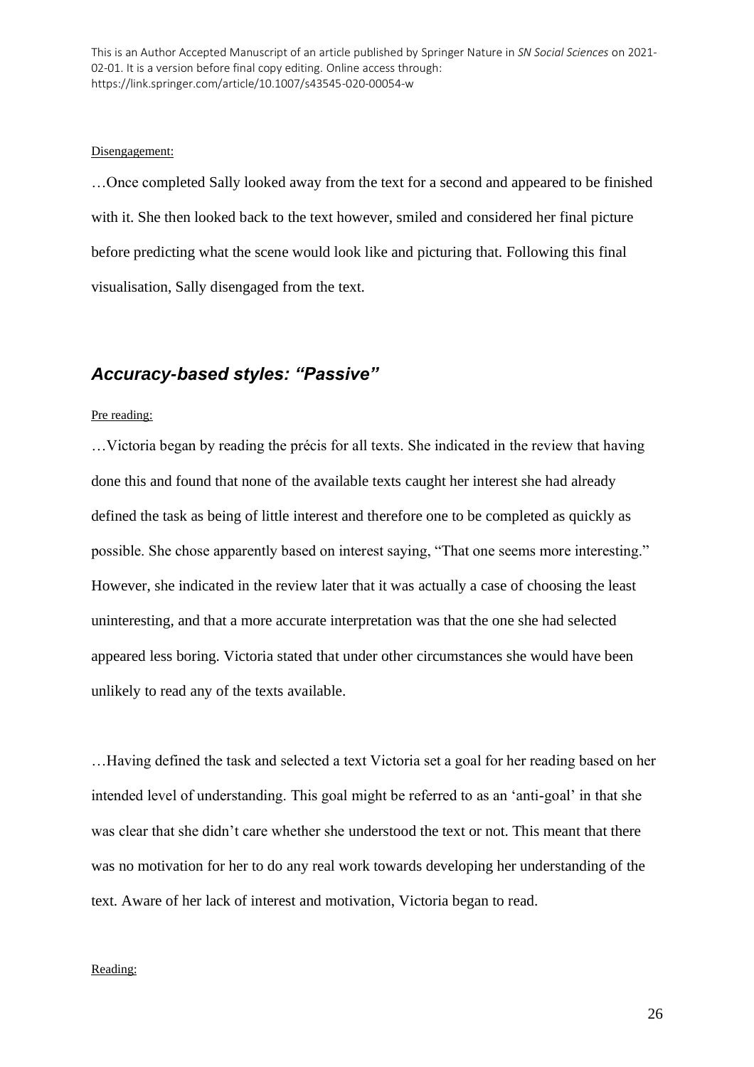Disengagement:

…Once completed Sally looked away from the text for a second and appeared to be finished with it. She then looked back to the text however, smiled and considered her final picture before predicting what the scene would look like and picturing that. Following this final visualisation, Sally disengaged from the text.

## *Accuracy-based styles: "Passive"*

Pre reading:

…Victoria began by reading the précis for all texts. She indicated in the review that having done this and found that none of the available texts caught her interest she had already defined the task as being of little interest and therefore one to be completed as quickly as possible. She chose apparently based on interest saying, "That one seems more interesting." However, she indicated in the review later that it was actually a case of choosing the least uninteresting, and that a more accurate interpretation was that the one she had selected appeared less boring. Victoria stated that under other circumstances she would have been unlikely to read any of the texts available.

…Having defined the task and selected a text Victoria set a goal for her reading based on her intended level of understanding. This goal might be referred to as an 'anti-goal' in that she was clear that she didn't care whether she understood the text or not. This meant that there was no motivation for her to do any real work towards developing her understanding of the text. Aware of her lack of interest and motivation, Victoria began to read.

Reading: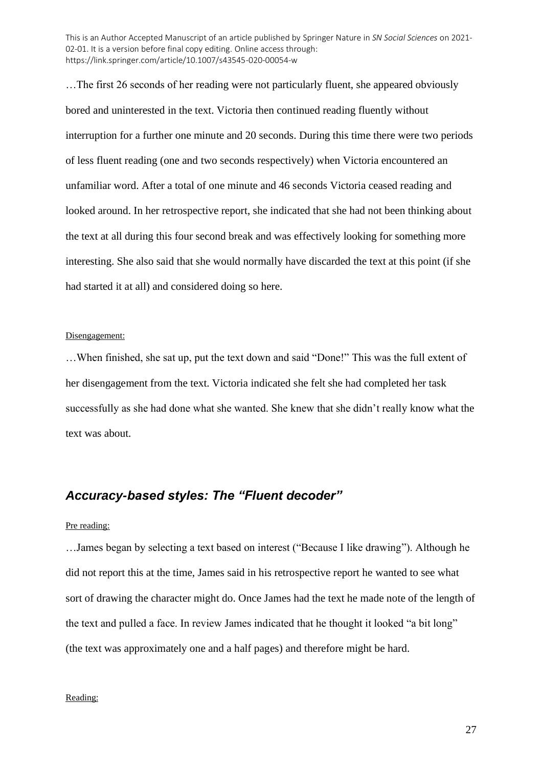…The first 26 seconds of her reading were not particularly fluent, she appeared obviously bored and uninterested in the text. Victoria then continued reading fluently without interruption for a further one minute and 20 seconds. During this time there were two periods of less fluent reading (one and two seconds respectively) when Victoria encountered an unfamiliar word. After a total of one minute and 46 seconds Victoria ceased reading and looked around. In her retrospective report, she indicated that she had not been thinking about the text at all during this four second break and was effectively looking for something more interesting. She also said that she would normally have discarded the text at this point (if she had started it at all) and considered doing so here.

Disengagement:

…When finished, she sat up, put the text down and said "Done!" This was the full extent of her disengagement from the text. Victoria indicated she felt she had completed her task successfully as she had done what she wanted. She knew that she didn't really know what the text was about.

## *Accuracy-based styles: The "Fluent decoder"*

Pre reading:

…James began by selecting a text based on interest ("Because I like drawing"). Although he did not report this at the time, James said in his retrospective report he wanted to see what sort of drawing the character might do. Once James had the text he made note of the length of the text and pulled a face. In review James indicated that he thought it looked "a bit long" (the text was approximately one and a half pages) and therefore might be hard.

Reading: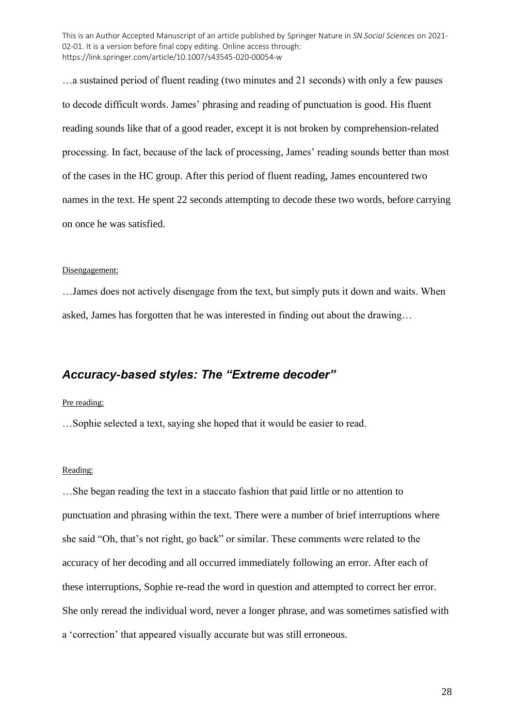…a sustained period of fluent reading (two minutes and 21 seconds) with only a few pauses to decode difficult words. James' phrasing and reading of punctuation is good. His fluent reading sounds like that of a good reader, except it is not broken by comprehension-related processing. In fact, because of the lack of processing, James' reading sounds better than most of the cases in the HC group. After this period of fluent reading, James encountered two names in the text. He spent 22 seconds attempting to decode these two words, before carrying on once he was satisfied.

Disengagement:

…James does not actively disengage from the text, but simply puts it down and waits. When asked, James has forgotten that he was interested in finding out about the drawing…

### *Accuracy-based styles: The "Extreme decoder"*

Pre reading:

…Sophie selected a text, saying she hoped that it would be easier to read.

Reading:

…She began reading the text in a staccato fashion that paid little or no attention to punctuation and phrasing within the text. There were a number of brief interruptions where she said "Oh, that's not right, go back" or similar. These comments were related to the accuracy of her decoding and all occurred immediately following an error. After each of these interruptions, Sophie re-read the word in question and attempted to correct her error. She only reread the individual word, never a longer phrase, and was sometimes satisfied with a 'correction' that appeared visually accurate but was still erroneous.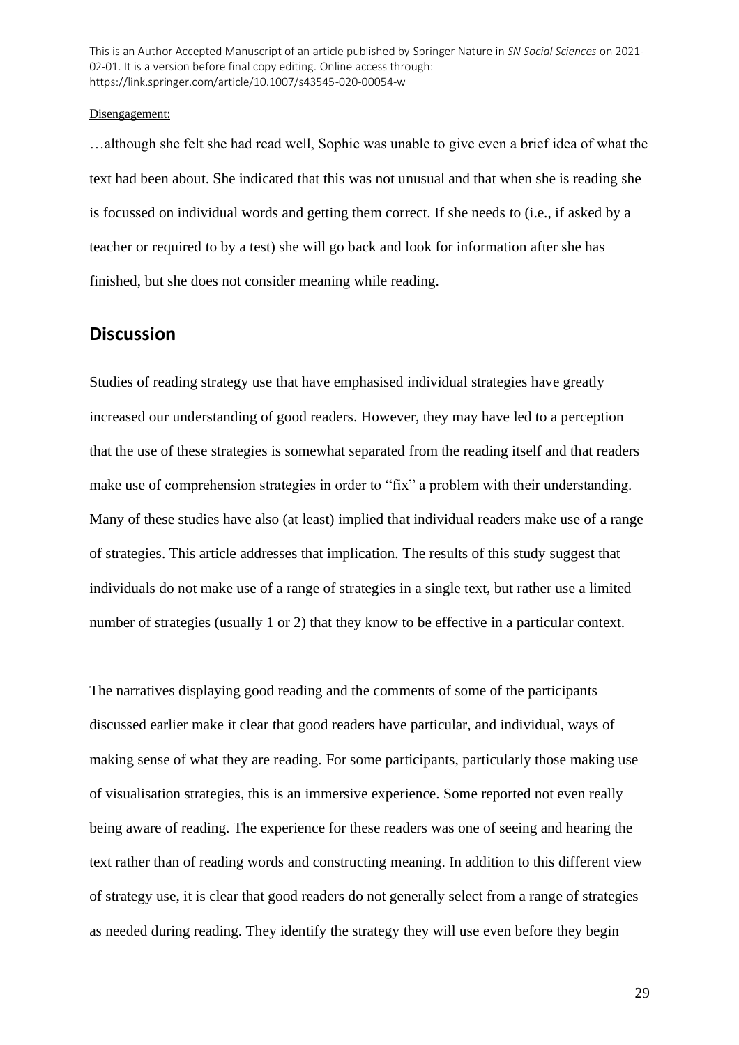Disengagement:

…although she felt she had read well, Sophie was unable to give even a brief idea of what the text had been about. She indicated that this was not unusual and that when she is reading she is focussed on individual words and getting them correct. If she needs to (i.e., if asked by a teacher or required to by a test) she will go back and look for information after she has finished, but she does not consider meaning while reading.

## Discussion

Studies of reading strategy use that have emphasised individual strategies have greatly increased our understanding of good readers. However, they may have led to a perception that the use of these strategies is somewhat separated from the reading itself and that readers make use of comprehension strategies in order to "fix" a problem with their understanding. Many of these studies have also (at least) implied that individual readers make use of a range of strategies. This article addresses that implication. The results of this study suggest that individuals do not make use of a range of strategies in a single text, but rather use a limited number of strategies (usually 1 or 2) that they know to be effective in a particular context.

The narratives displaying good reading and the comments of some of the participants discussed earlier make it clear that good readers have particular, and individual, ways of making sense of what they are reading. For some participants, particularly those making use of visualisation strategies, this is an immersive experience. Some reported not even really being aware of reading. The experience for these readers was one of seeing and hearing the text rather than of reading words and constructing meaning. In addition to this different view of strategy use, it is clear that good readers do not generally select from a range of strategies as needed during reading. They identify the strategy they will use even before they begin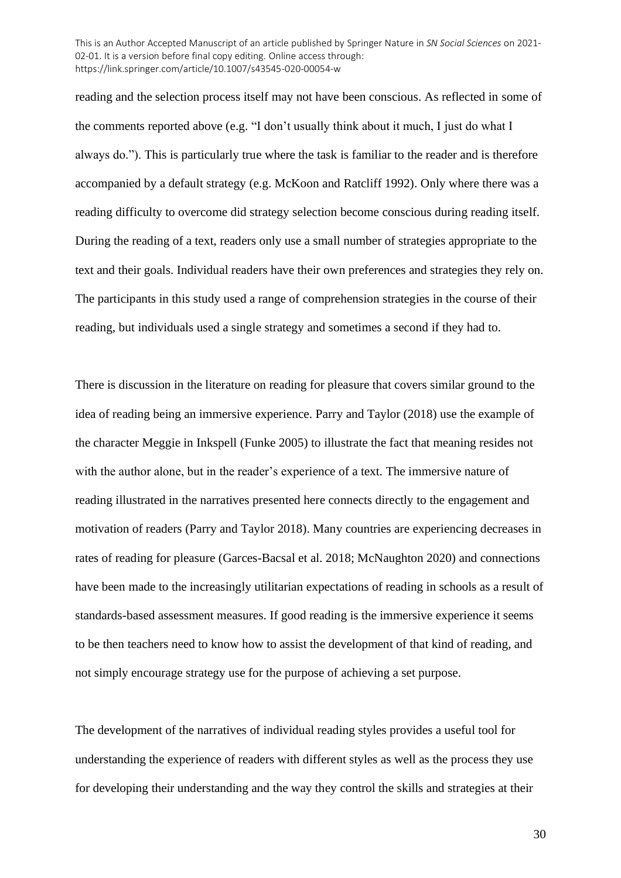reading and the selection process itself may not have been conscious. As reflected in some of the comments reported above (e.g. "I don't usually think about it much, I just do what I always do."). This is particularly true where the task is familiar to the reader and is therefore accompanied by a default strategy (e.g. McKoon and Ratcliff 1992). Only where there was a reading difficulty to overcome did strategy selection become conscious during reading itself. During the reading of a text, readers only use a small number of strategies appropriate to the text and their goals. Individual readers have their own preferences and strategies they rely on. The participants in this study used a range of comprehension strategies in the course of their reading, but individuals used a single strategy and sometimes a second if they had to.

There is discussion in the literature on reading for pleasure that covers similar ground to the idea of reading being an immersive experience. Parry and Taylor (2018) use the example of the character Meggie in Inkspell (Funke 2005) to illustrate the fact that meaning resides not with the author alone, but in the reader's experience of a text. The immersive nature of reading illustrated in the narratives presented here connects directly to the engagement and motivation of readers (Parry and Taylor 2018). Many countries are experiencing decreases in rates of reading for pleasure (Garces-Bacsal et al. 2018; McNaughton 2020) and connections have been made to the increasingly utilitarian expectations of reading in schools as a result of standards-based assessment measures. If good reading is the immersive experience it seems to be then teachers need to know how to assist the development of that kind of reading, and not simply encourage strategy use for the purpose of achieving a set purpose.

The development of the narratives of individual reading styles provides a useful tool for understanding the experience of readers with different styles as well as the process they use for developing their understanding and the way they control the skills and strategies at their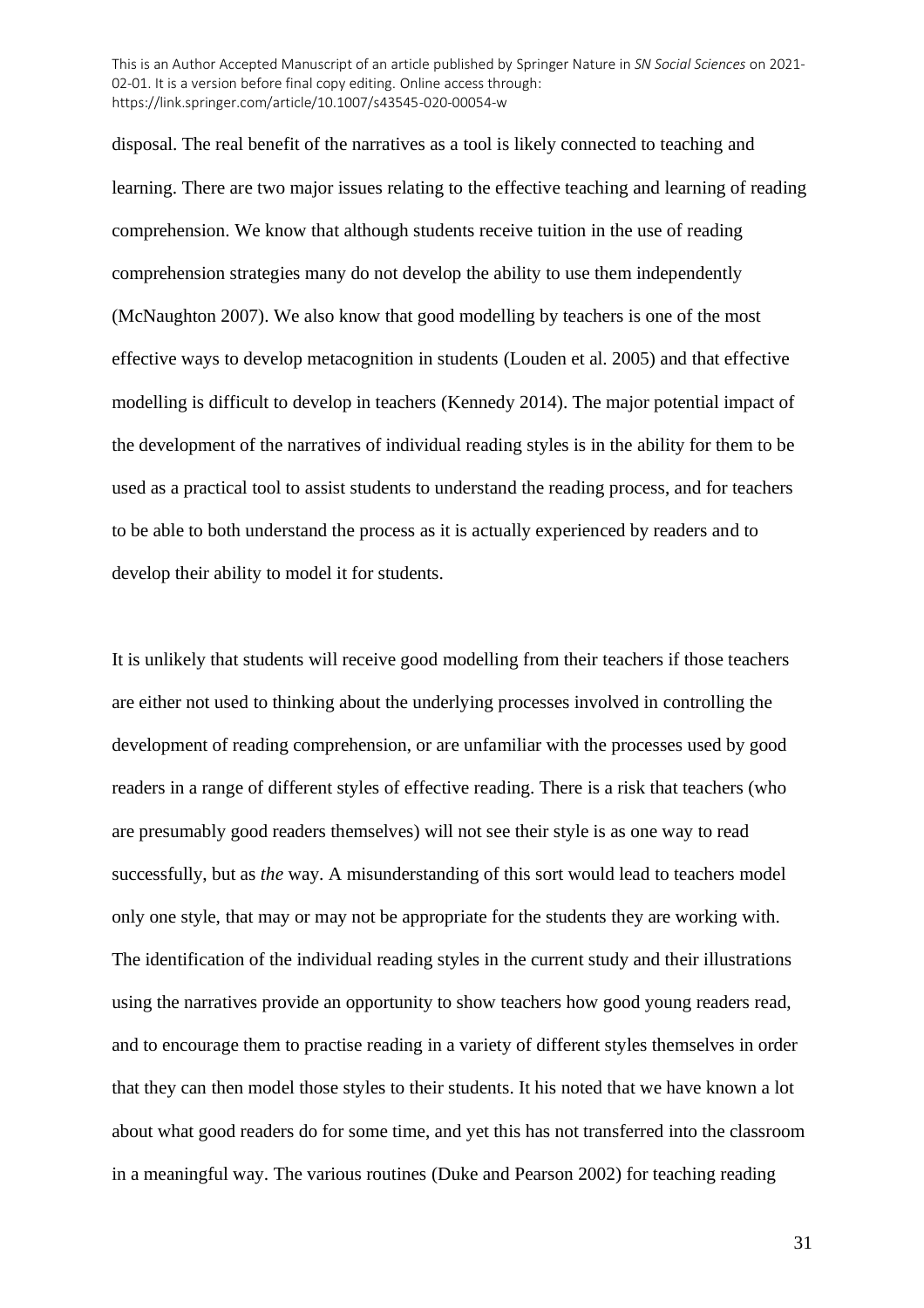disposal. The real benefit of the narratives as a tool is likely connected to teaching and learning. There are two major issues relating to the effective teaching and learning of reading comprehension. We know that although students receive tuition in the use of reading comprehension strategies many do not develop the ability to use them independently (McNaughton 2007). We also know that good modelling by teachers is one of the most effective ways to develop metacognition in students (Louden et al. 2005) and that effective modelling is difficult to develop in teachers (Kennedy 2014). The major potential impact of the development of the narratives of individual reading styles is in the ability for them to be used as a practical tool to assist students to understand the reading process, and for teachers to be able to both understand the process as it is actually experienced by readers and to develop their ability to model it for students.

It is unlikely that students will receive good modelling from their teachers if those teachers are either not used to thinking about the underlying processes involved in controlling the development of reading comprehension, or are unfamiliar with the processes used by good readers in a range of different styles of effective reading. There is a risk that teachers (who are presumably good readers themselves) will not see their style is as one way to read successfully, but as *the* way. A misunderstanding of this sort would lead to teachers model only one style, that may or may not be appropriate for the students they are working with. The identification of the individual reading styles in the current study and their illustrations using the narratives provide an opportunity to show teachers how good young readers read, and to encourage them to practise reading in a variety of different styles themselves in order that they can then model those styles to their students. It his noted that we have known a lot about what good readers do for some time, and yet this has not transferred into the classroom in a meaningful way. The various routines (Duke and Pearson 2002) for teaching reading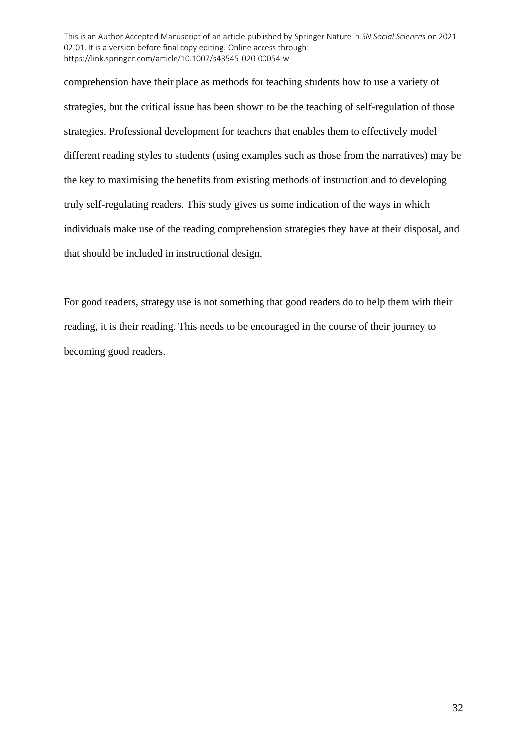comprehension have their place as methods for teaching students how to use a variety of strategies, but the critical issue has been shown to be the teaching of self-regulation of those strategies. Professional development for teachers that enables them to effectively model different reading styles to students (using examples such as those from the narratives) may be the key to maximising the benefits from existing methods of instruction and to developing truly self-regulating readers. This study gives us some indication of the ways in which individuals make use of the reading comprehension strategies they have at their disposal, and that should be included in instructional design.

For good readers, strategy use is not something that good readers do to help them with their reading, it is their reading. This needs to be encouraged in the course of their journey to becoming good readers.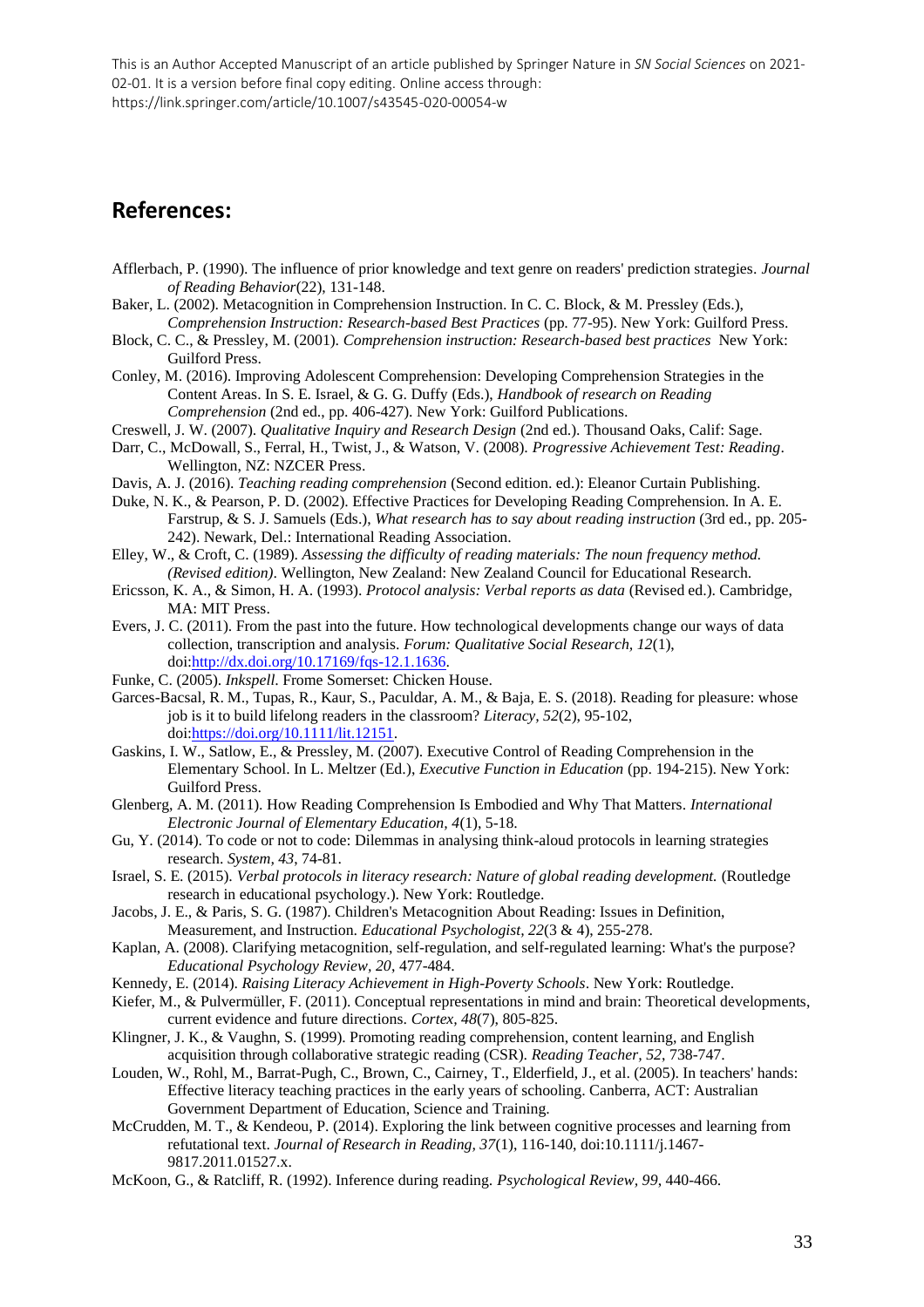This is an Author Accepted Manuscript of an article published by Springer Nature in *SN Social Sciences* on 2021-02-01. It is a version before final copy editing. Online access through: https://link.springer.com/article/10.1007/s43545-020-00054-w

## References:

Afflerbach, P. (1990). The influence of prior knowledge and text genre on readers' prediction strategies. *Journal of Reading Behavior*(22), 131-148.

Baker, L. (2002). Metacognition in Comprehension Instruction. In C. C. Block, & M. Pressley (Eds.), *Comprehension Instruction: Research-based Best Practices* (pp. 77-95). New York: Guilford Press.

Block, C. C., & Pressley, M. (2001). *Comprehension instruction: Research-based best practices* New York: Guilford Press.

Conley, M. (2016). Improving Adolescent Comprehension: Developing Comprehension Strategies in the Content Areas. In S. E. Israel, & G. G. Duffy (Eds.), *Handbook of research on Reading Comprehension* (2nd ed., pp. 406-427). New York: Guilford Publications.

Creswell, J. W. (2007). *Qualitative Inquiry and Research Design* (2nd ed.). Thousand Oaks, Calif: Sage.

Darr, C., McDowall, S., Ferral, H., Twist, J., & Watson, V. (2008). *Progressive Achievement Test: Reading*. Wellington, NZ: NZCER Press.

Davis, A. J. (2016). *Teaching reading comprehension* (Second edition. ed.): Eleanor Curtain Publishing.

Duke, N. K., & Pearson, P. D. (2002). Effective Practices for Developing Reading Comprehension. In A. E. Farstrup, & S. J. Samuels (Eds.), *What research has to say about reading instruction* (3rd ed., pp. 205-242). Newark, Del.: International Reading Association.

Elley, W., & Croft, C. (1989). *Assessing the difficulty of reading materials: The noun frequency method. (Revised edition)*. Wellington, New Zealand: New Zealand Council for Educational Research.

Ericsson, K. A., & Simon, H. A. (1993). *Protocol analysis: Verbal reports as data* (Revised ed.). Cambridge, MA: MIT Press.

Evers, J. C. (2011). From the past into the future. How technological developments change our ways of data collection, transcription and analysis. *Forum: Qualitative Social Research, 12*(1), doi:http://dx.doi.org/10.17169/fqs-12.1.1636.

Funke, C. (2005). *Inkspell*. Frome Somerset: Chicken House.

Garces-Bacsal, R. M., Tupas, R., Kaur, S., Paculdar, A. M., & Baja, E. S. (2018). Reading for pleasure: whose job is it to build lifelong readers in the classroom? *Literacy, 52*(2), 95-102, doi:https://doi.org/10.1111/lit.12151.

Gaskins, I. W., Satlow, E., & Pressley, M. (2007). Executive Control of Reading Comprehension in the Elementary School. In L. Meltzer (Ed.), *Executive Function in Education* (pp. 194-215). New York: Guilford Press.

Glenberg, A. M. (2011). How Reading Comprehension Is Embodied and Why That Matters. *International Electronic Journal of Elementary Education, 4*(1), 5-18.

Gu, Y. (2014). To code or not to code: Dilemmas in analysing think-aloud protocols in learning strategies research. *System, 43*, 74-81.

Israel, S. E. (2015). *Verbal protocols in literacy research: Nature of global reading development.* (Routledge research in educational psychology.). New York: Routledge.

Jacobs, J. E., & Paris, S. G. (1987). Children's Metacognition About Reading: Issues in Definition, Measurement, and Instruction. *Educational Psychologist, 22*(3 & 4), 255-278.

Kaplan, A. (2008). Clarifying metacognition, self-regulation, and self-regulated learning: What's the purpose? *Educational Psychology Review, 20*, 477-484.

Kennedy, E. (2014). *Raising Literacy Achievement in High-Poverty Schools*. New York: Routledge.

Kiefer, M., & Pulvermüller, F. (2011). Conceptual representations in mind and brain: Theoretical developments, current evidence and future directions. *Cortex, 48*(7), 805-825.

Klingner, J. K., & Vaughn, S. (1999). Promoting reading comprehension, content learning, and English acquisition through collaborative strategic reading (CSR). *Reading Teacher, 52*, 738-747.

Louden, W., Rohl, M., Barrat-Pugh, C., Brown, C., Cairney, T., Elderfield, J., et al. (2005). In teachers' hands: Effective literacy teaching practices in the early years of schooling. Canberra, ACT: Australian Government Department of Education, Science and Training.

McCrudden, M. T., & Kendeou, P. (2014). Exploring the link between cognitive processes and learning from refutational text. *Journal of Research in Reading, 37*(1), 116-140, doi:10.1111/j.1467-9817.2011.01527.x.

McKoon, G., & Ratcliff, R. (1992). Inference during reading. *Psychological Review, 99*, 440-466.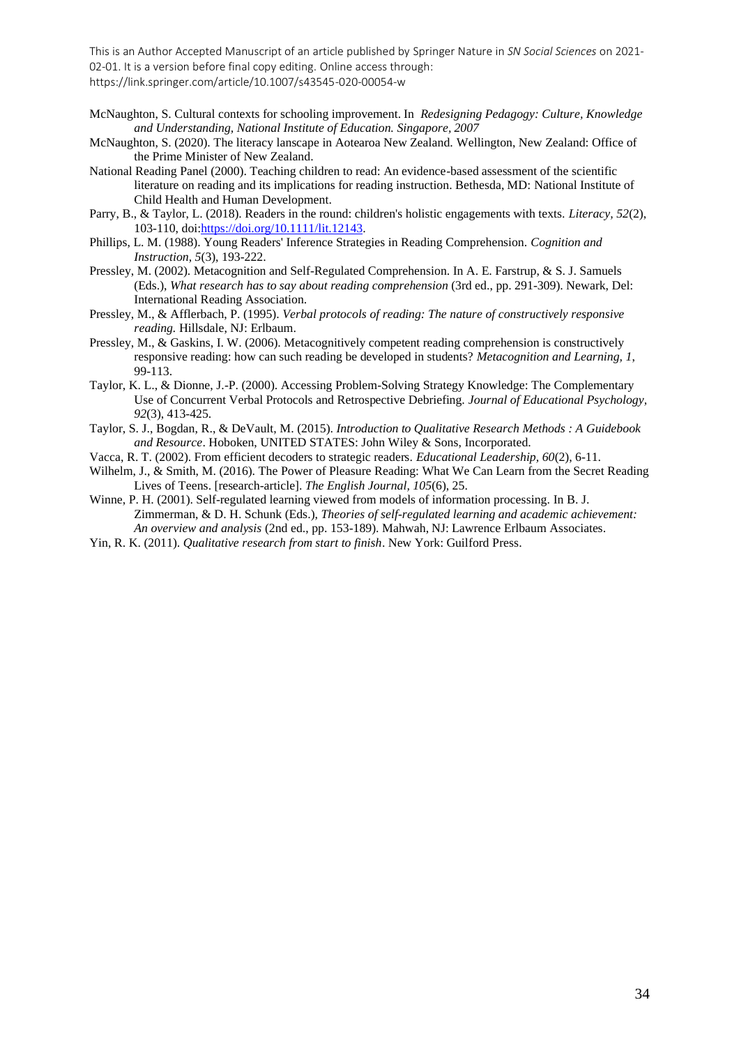McNaughton, S. Cultural contexts for schooling improvement. In *Redesigning Pedagogy: Culture, Knowledge and Understanding, National Institute of Education. Singapore, 2007*

McNaughton, S. (2020). The literacy lanscape in Aotearoa New Zealand. Wellington, New Zealand: Office of the Prime Minister of New Zealand.

National Reading Panel (2000). Teaching children to read: An evidence-based assessment of the scientific literature on reading and its implications for reading instruction. Bethesda, MD: National Institute of Child Health and Human Development.

Parry, B., & Taylor, L. (2018). Readers in the round: children's holistic engagements with texts. *Literacy, 52*(2), 103-110, doi:https://doi.org/10.1111/lit.12143.

Phillips, L. M. (1988). Young Readers' Inference Strategies in Reading Comprehension. *Cognition and Instruction, 5*(3), 193-222.

Pressley, M. (2002). Metacognition and Self-Regulated Comprehension. In A. E. Farstrup, & S. J. Samuels (Eds.), *What research has to say about reading comprehension* (3rd ed., pp. 291-309). Newark, Del: International Reading Association.

Pressley, M., & Afflerbach, P. (1995). *Verbal protocols of reading: The nature of constructively responsive reading.* Hillsdale, NJ: Erlbaum.

Pressley, M., & Gaskins, I. W. (2006). Metacognitively competent reading comprehension is constructively responsive reading: how can such reading be developed in students? *Metacognition and Learning, 1*, 99-113.

Taylor, K. L., & Dionne, J.-P. (2000). Accessing Problem-Solving Strategy Knowledge: The Complementary Use of Concurrent Verbal Protocols and Retrospective Debriefing. *Journal of Educational Psychology, 92*(3), 413-425.

Taylor, S. J., Bogdan, R., & DeVault, M. (2015). *Introduction to Qualitative Research Methods : A Guidebook and Resource*. Hoboken, UNITED STATES: John Wiley & Sons, Incorporated.

Vacca, R. T. (2002). From efficient decoders to strategic readers. *Educational Leadership, 60*(2), 6-11.

Wilhelm, J., & Smith, M. (2016). The Power of Pleasure Reading: What We Can Learn from the Secret Reading Lives of Teens. [research-article]. *The English Journal, 105*(6), 25.

Winne, P. H. (2001). Self-regulated learning viewed from models of information processing. In B. J. Zimmerman, & D. H. Schunk (Eds.), *Theories of self-regulated learning and academic achievement: An overview and analysis* (2nd ed., pp. 153-189). Mahwah, NJ: Lawrence Erlbaum Associates.

Yin, R. K. (2011). *Qualitative research from start to finish*. New York: Guilford Press.